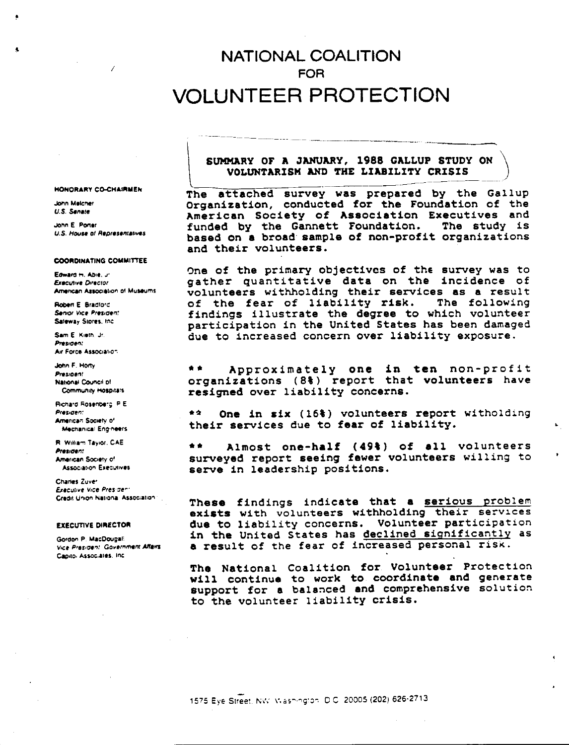# NATIONAL COALITION FOR VOLUNTEER PROTECTION

**HONORARY CO-CHAIRMEN**

John Melcher
*U.S. Senate*

John E. Porter
*U.S. House of Representatives*

**COORDINATING COMMITTEE**

Edward H. Able, Jr.
*Executive Director*
American Association of Museums

Robert E. Bradford
*Senior Vice President*
Safeway Stores, Inc.

Sam E. Kieth, Jr.
*President*
Air Force Association

John F. Horty
*President*
National Council of Community Hospitals

Richard Rosenberg, P.E.
*President*
American Society of Mechanical Engineers

R. William Taylor, CAE
*President*
American Society of Association Executives

Charles Zuver
*Executive Vice President*
Credit Union National Association

**EXECUTIVE DIRECTOR**

Gordon P. MacDougall
*Vice President, Government Affairs*
Capitol Associates, Inc.

## SUMMARY OF A JANUARY, 1988 GALLUP STUDY ON VOLUNTARISM AND THE LIABILITY CRISIS

**The attached survey was prepared by the Gallup Organization, conducted for the Foundation of the American Society of Association Executives and funded by the Gannett Foundation. The study is based on a broad sample of non-profit organizations and their volunteers.**

One of the primary objectives of the survey was to gather quantitative data on the incidence of volunteers withholding their services as a result of the fear of liability risk. The following findings illustrate the degree to which volunteer participation in the United States has been damaged due to increased concern over liability exposure.

** **Approximately one in ten** non-profit organizations (8%) report that **volunteers** have **resigned** over liability concerns.

** **One in six** (16%) volunteers report witholding their services due to **fear** of liability.

** **Almost one-half (49%)** of all volunteers surveyed report seeing fewer volunteers willing to serve in leadership positions.

**These findings indicate that a** serious problem **exists** with volunteers withholding their services **due** to liability concerns. Volunteer participation in the United States has declined significantly as **a** result of the fear of increased personal risk.

**The** National Coalition for Volunteer Protection **will** continue to work to coordinate **and** generate support for a balanced **and** comprehensive solution to the volunteer liability crisis.

1575 Eye Street, NW Washington DC 20005 (202) 626-2713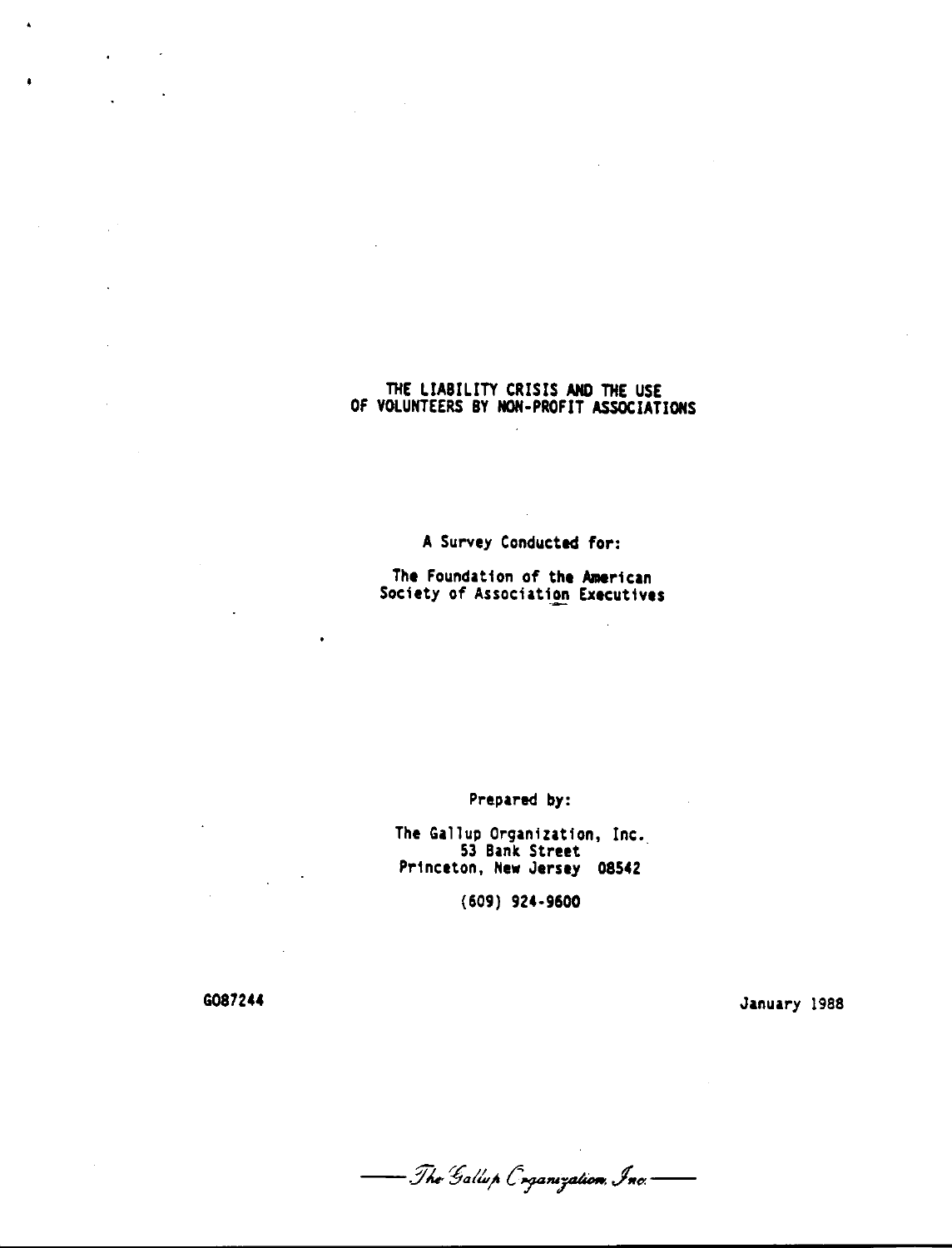# THE LIABILITY CRISIS AND THE USE OF VOLUNTEERS BY NON-PROFIT ASSOCIATIONS

A Survey Conducted for:

The Foundation of the American Society of Association Executives

Prepared by:

The Gallup Organization, Inc.
53 Bank Street
Princeton, New Jersey 08542

(609) 924-9600

GO87244

January 1988

The Gallup Organization, Inc.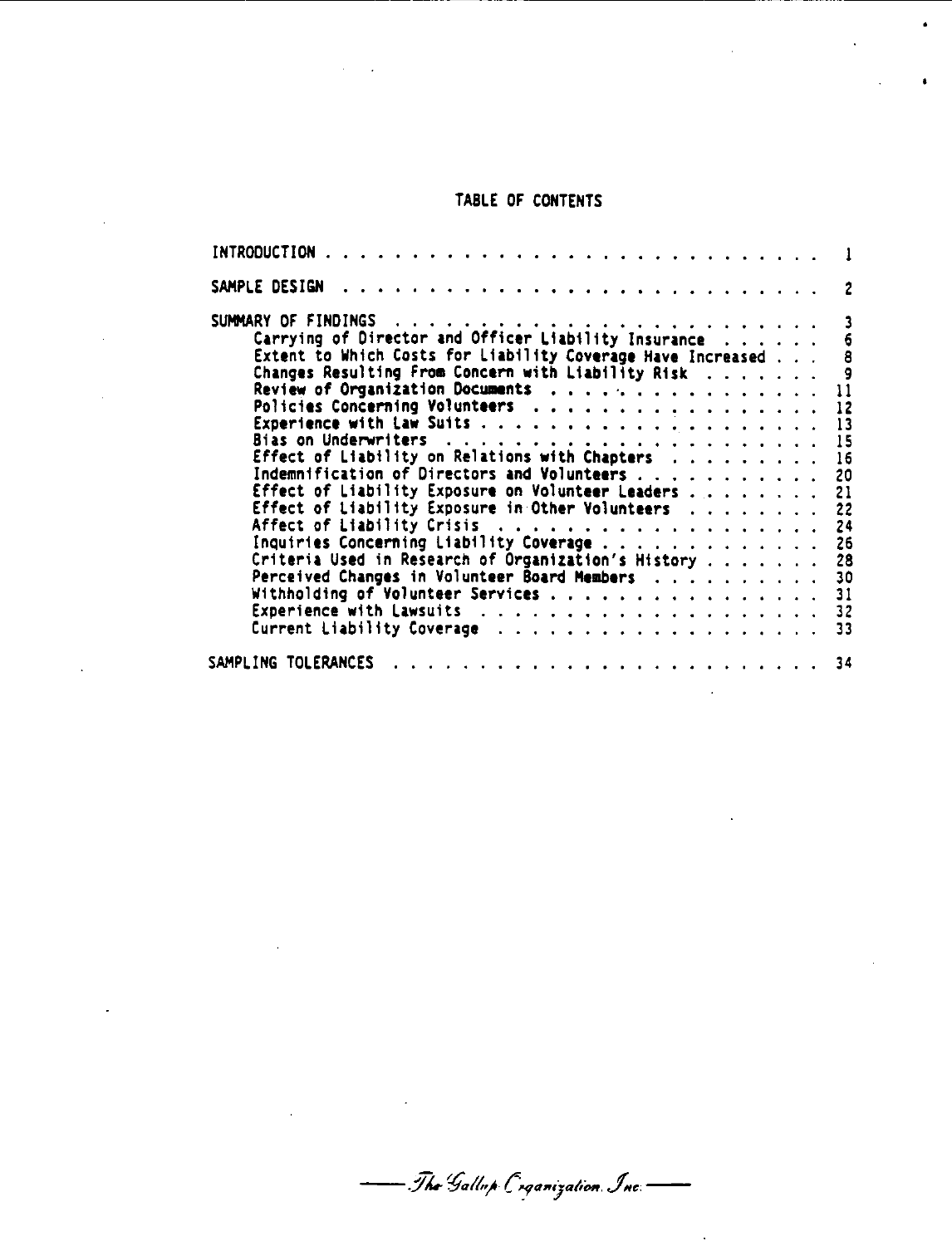# TABLE OF CONTENTS

| | |
|---|---|
| INTRODUCTION | 1 |
| SAMPLE DESIGN | 2 |
| SUMMARY OF FINDINGS | 3 |
| Carrying of Director and Officer Liability Insurance | 6 |
| Extent to Which Costs for Liability Coverage Have Increased | 8 |
| Changes Resulting From Concern with Liability Risk | 9 |
| Review of Organization Documents | 11 |
| Policies Concerning Volunteers | 12 |
| Experience with Law Suits | 13 |
| Bias on Underwriters | 15 |
| Effect of Liability on Relations with Chapters | 16 |
| Indemnification of Directors and Volunteers | 20 |
| Effect of Liability Exposure on Volunteer Leaders | 21 |
| Effect of Liability Exposure in Other Volunteers | 22 |
| Affect of Liability Crisis | 24 |
| Inquiries Concerning Liability Coverage | 26 |
| Criteria Used in Research of Organization's History | 28 |
| Perceived Changes in Volunteer Board Members | 30 |
| Withholding of Volunteer Services | 31 |
| Experience with Lawsuits | 32 |
| Current Liability Coverage | 33 |
| SAMPLING TOLERANCES | 34 |

The Gallup Organization, Inc.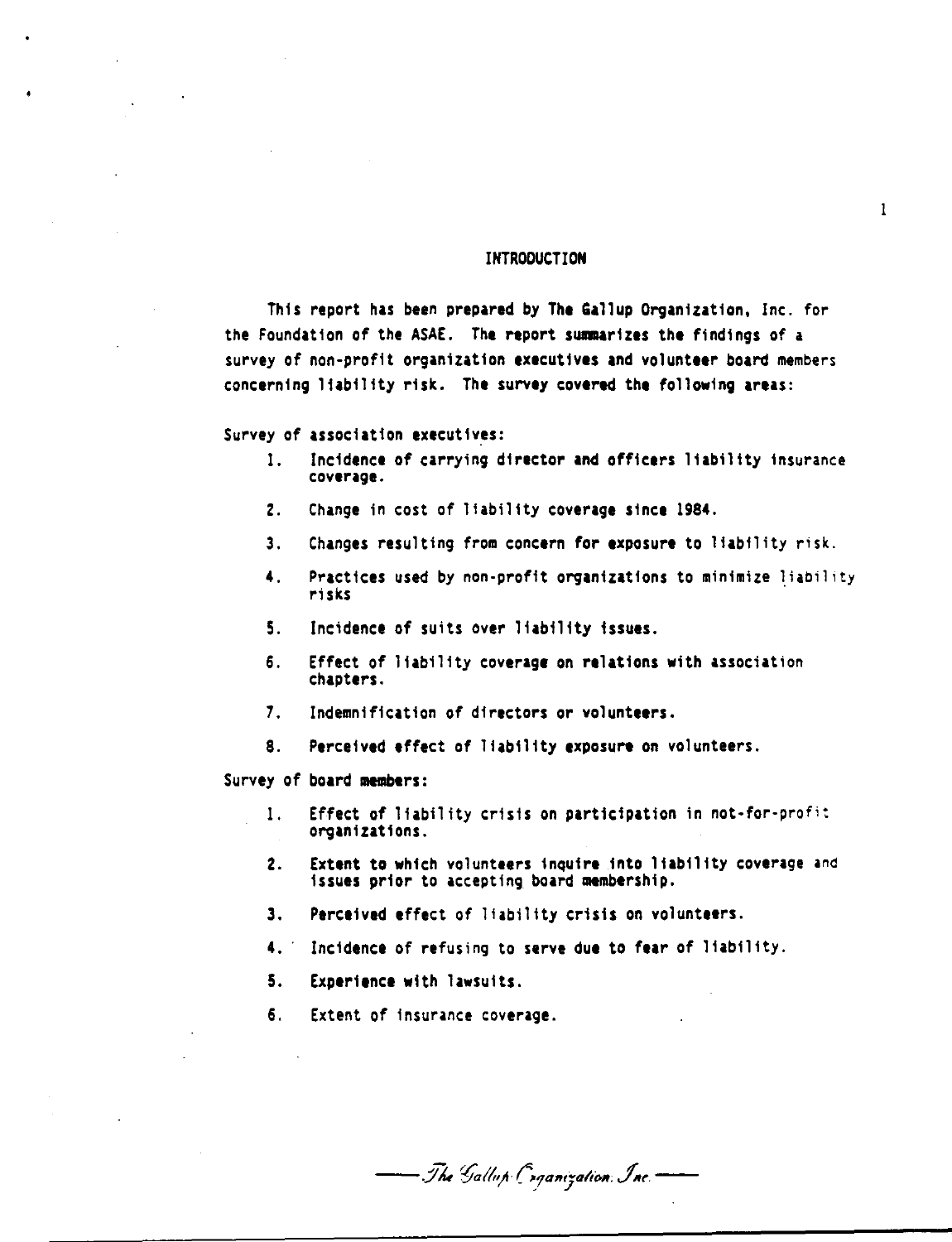# INTRODUCTION

This report has been prepared by The Gallup Organization, Inc. for the Foundation of the ASAE. The report summarizes the findings of a survey of non-profit organization executives and volunteer board members concerning liability risk. The survey covered the following areas:

Survey of association executives:

1. Incidence of carrying director and officers liability insurance coverage.
2. Change in cost of liability coverage since 1984.
3. Changes resulting from concern for exposure to liability risk.
4. Practices used by non-profit organizations to minimize liability risks
5. Incidence of suits over liability issues.
6. Effect of liability coverage on relations with association chapters.
7. Indemnification of directors or volunteers.
8. Perceived effect of liability exposure on volunteers.

Survey of board members:

1. Effect of liability crisis on participation in not-for-profit organizations.
2. Extent to which volunteers inquire into liability coverage and issues prior to accepting board membership.
3. Perceived effect of liability crisis on volunteers.
4. Incidence of refusing to serve due to fear of liability.
5. Experience with lawsuits.
6. Extent of insurance coverage.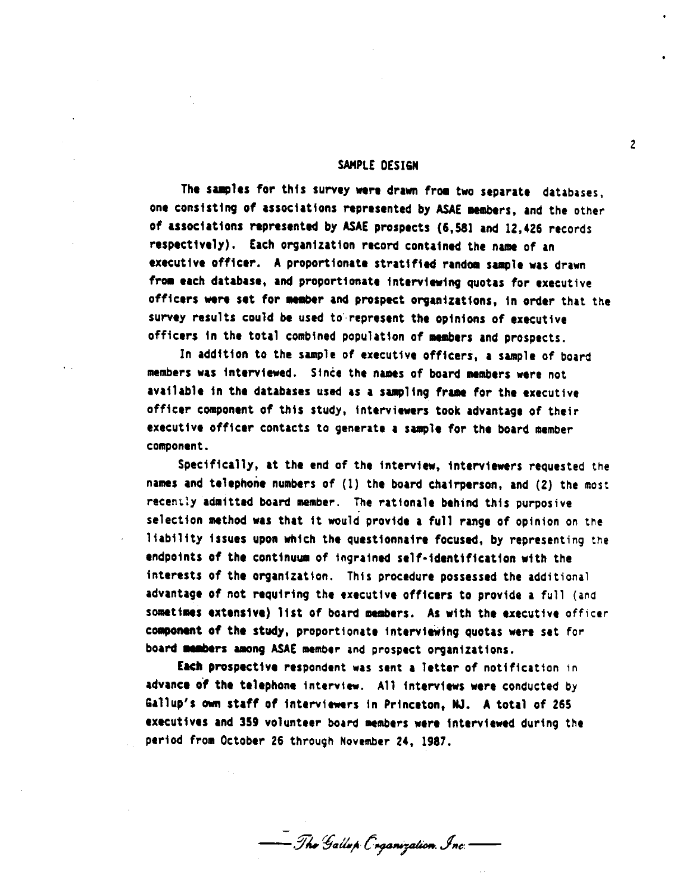## SAMPLE DESIGN

The samples for this survey were drawn from two separate databases, one consisting of associations represented by ASAE members, and the other of associations represented by ASAE prospects (6,581 and 12,426 records respectively). Each organization record contained the name of an executive officer. A proportionate stratified random sample was drawn from each database, and proportionate interviewing quotas for executive officers were set for member and prospect organizations, in order that the survey results could be used to represent the opinions of executive officers in the total combined population of members and prospects.

In addition to the sample of executive officers, a sample of board members was interviewed. Since the names of board members were not available in the databases used as a sampling frame for the executive officer component of this study, interviewers took advantage of their executive officer contacts to generate a sample for the board member component.

Specifically, at the end of the interview, interviewers requested the names and telephone numbers of (1) the board chairperson, and (2) the most recently admitted board member. The rationale behind this purposive selection method was that it would provide a full range of opinion on the liability issues upon which the questionnaire focused, by representing the endpoints of the continuum of ingrained self-identification with the interests of the organization. This procedure possessed the additional advantage of not requiring the executive officers to provide a full (and sometimes extensive) list of board members. As with the executive officer component of the study, proportionate interviewing quotas were set for board members among ASAE member and prospect organizations.

Each prospective respondent was sent a letter of notification in advance of the telephone interview. All interviews were conducted by Gallup's own staff of interviewers in Princeton, NJ. A total of 265 executives and 359 volunteer board members were interviewed during the period from October 26 through November 24, 1987.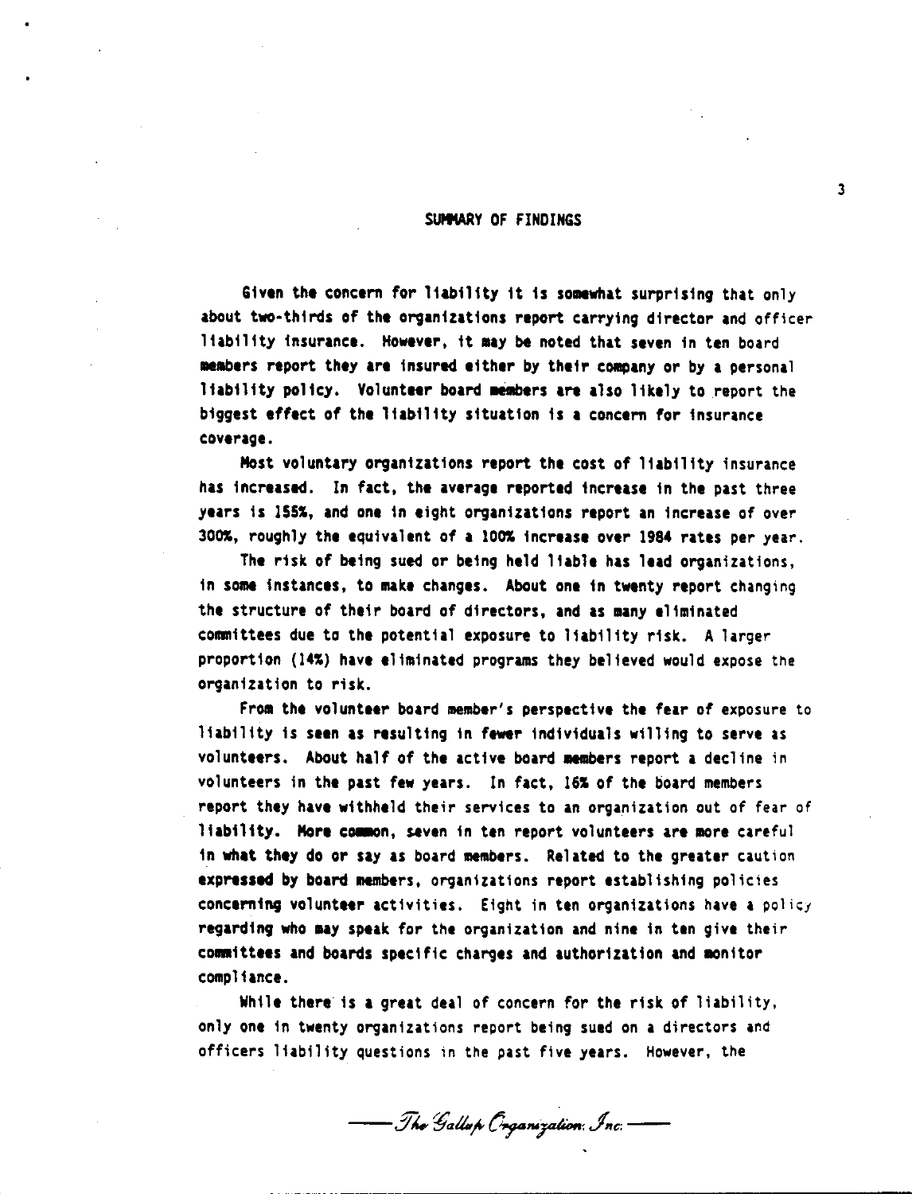## SUMMARY OF FINDINGS

Given the concern for liability it is somewhat surprising that only about two-thirds of the organizations report carrying director and officer liability insurance. However, it may be noted that seven in ten board members report they are insured either by their company or by a personal liability policy. Volunteer board members are also likely to report the biggest effect of the liability situation is a concern for insurance coverage.

Most voluntary organizations report the cost of liability insurance has increased. In fact, the average reported increase in the past three years is 155%, and one in eight organizations report an increase of over 300%, roughly the equivalent of a 100% increase over 1984 rates per year.

The risk of being sued or being held liable has lead organizations, in some instances, to make changes. About one in twenty report changing the structure of their board of directors, and as many eliminated committees due to the potential exposure to liability risk. A larger proportion (14%) have eliminated programs they believed would expose the organization to risk.

From the volunteer board member's perspective the fear of exposure to liability is seen as resulting in fewer individuals willing to serve as volunteers. About half of the active board members report a decline in volunteers in the past few years. In fact, 16% of the board members report they have withheld their services to an organization out of fear of liability. More common, seven in ten report volunteers are more careful in what they do or say as board members. Related to the greater caution expressed by board members, organizations report establishing policies concerning volunteer activities. Eight in ten organizations have a policy regarding who may speak for the organization and nine in ten give their committees and boards specific charges and authorization and monitor compliance.

While there is a great deal of concern for the risk of liability, only one in twenty organizations report being sued on a directors and officers liability questions in the past five years. However, the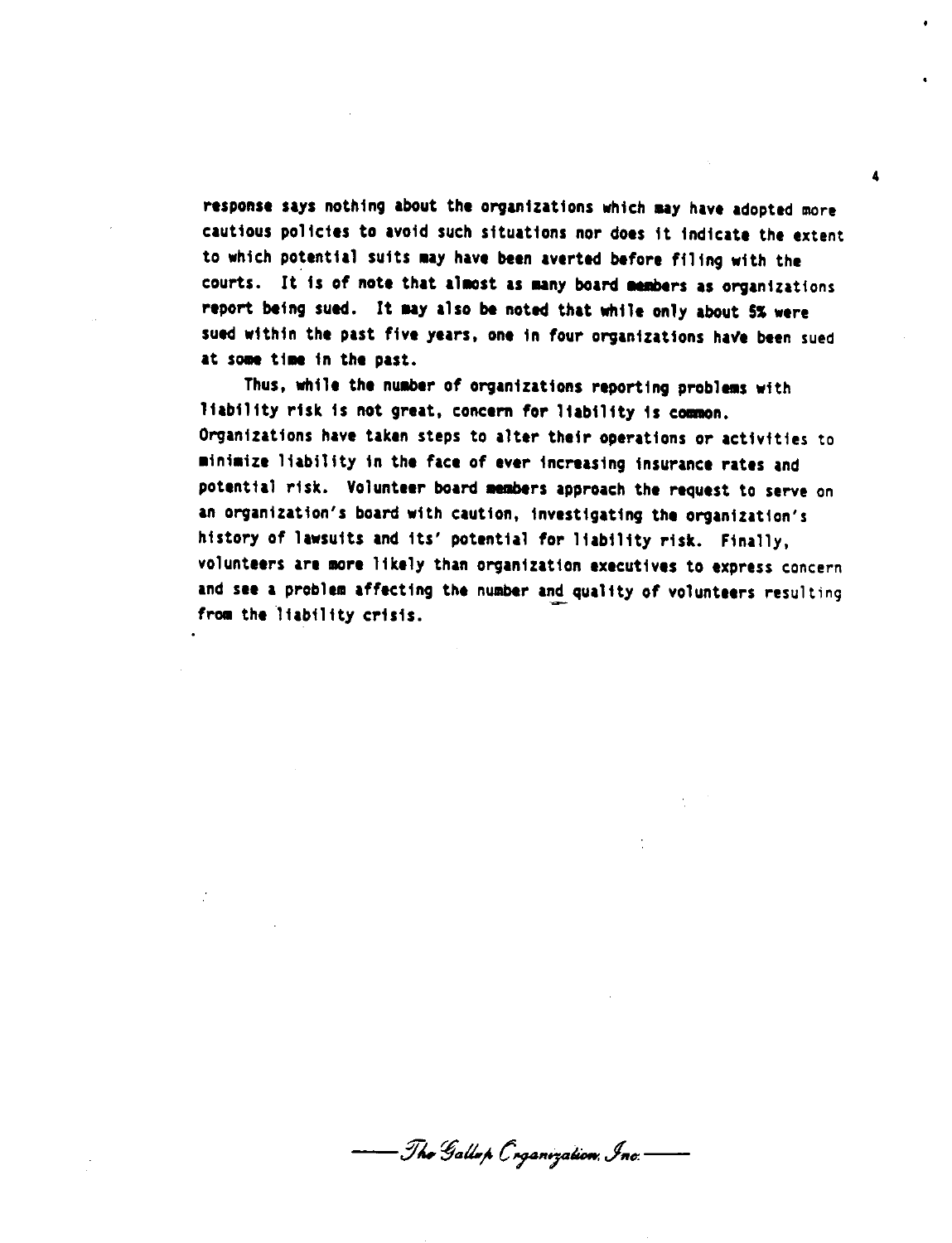response says nothing about the organizations which may have adopted more cautious policies to avoid such situations nor does it indicate the extent to which potential suits may have been averted before filing with the courts. It is of note that almost as many board members as organizations report being sued. It may also be noted that while only about 5% were sued within the past five years, one in four organizations have been sued at some time in the past.

Thus, while the number of organizations reporting problems with liability risk is not great, concern for liability is common. Organizations have taken steps to alter their operations or activities to minimize liability in the face of ever increasing insurance rates and potential risk. Volunteer board members approach the request to serve on an organization's board with caution, investigating the organization's history of lawsuits and its' potential for liability risk. Finally, volunteers are more likely than organization executives to express concern and see a problem affecting the number and quality of volunteers resulting from the liability crisis.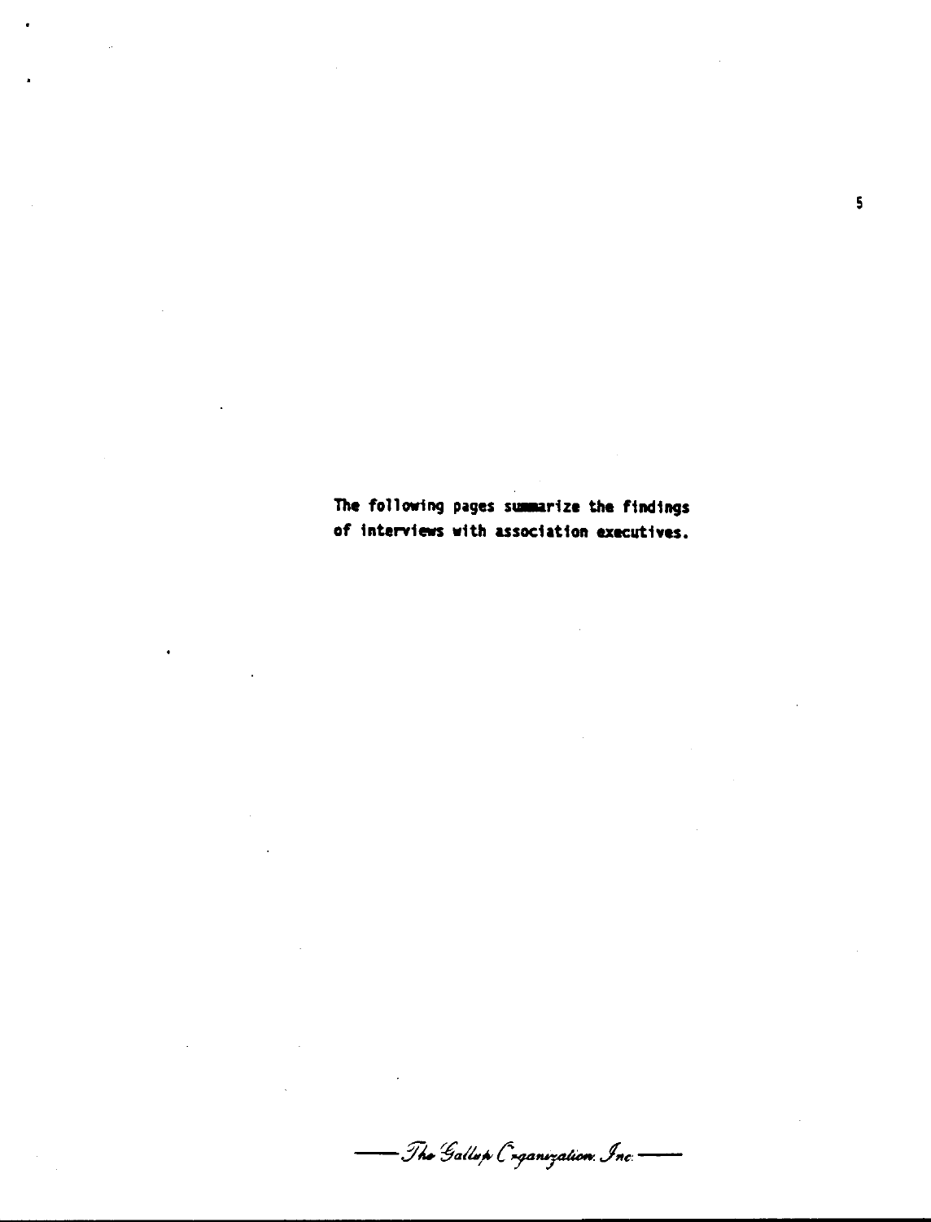**The following pages summarize the findings of interviews with association executives.**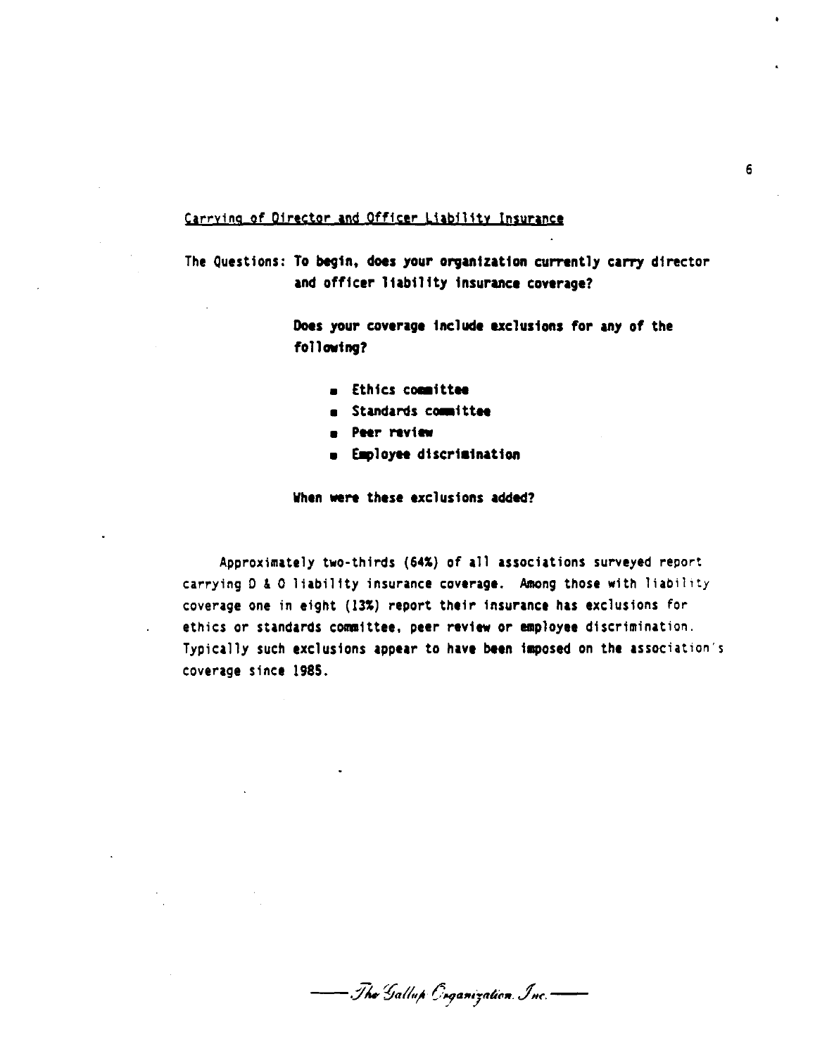## Carrying of Director and Officer Liability Insurance

The Questions: **To begin, does your organization currently carry director and officer liability insurance coverage?**

**Does your coverage include exclusions for any of the following?**

- **Ethics committee**
- **Standards committee**
- **Peer review**
- **Employee discrimination**

**When were these exclusions added?**

Approximately two-thirds (64%) of all associations surveyed report carrying D & O liability insurance coverage. Among those with liability coverage one in eight (13%) report their insurance has exclusions for ethics or standards committee, peer review or employee discrimination. Typically such exclusions appear to have been imposed on the association's coverage since 1985.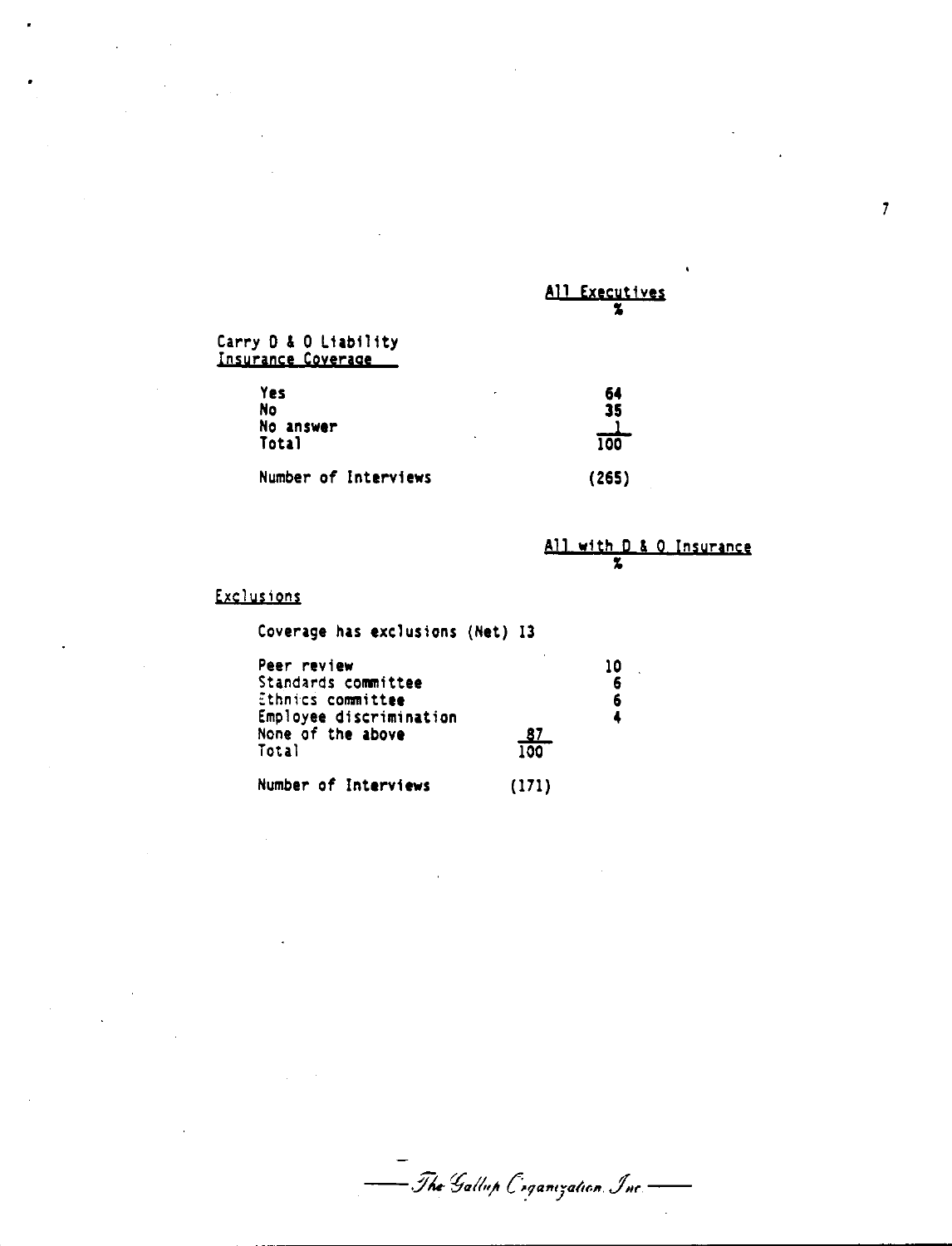| | All Executives |
|---|---|
| | % |
| Carry D & O Liability Insurance Coverage | |
| Yes | 64 |
| No | 35 |
| No answer | 1 |
| Total | 100 |
| Number of Interviews | (265) |

| | | All with D & O Insurance |
|---|---|---|
| | | % |
| Exclusions | | |
| Coverage has exclusions (Net) 13 | | |
| Peer review | | 10 |
| Standards committee | | 6 |
| Ethnics committee | | 6 |
| Employee discrimination | | 4 |
| None of the above | 87 | |
| Total | 100 | |
| Number of Interviews | (171) | |

*The Gallup Organization, Inc.*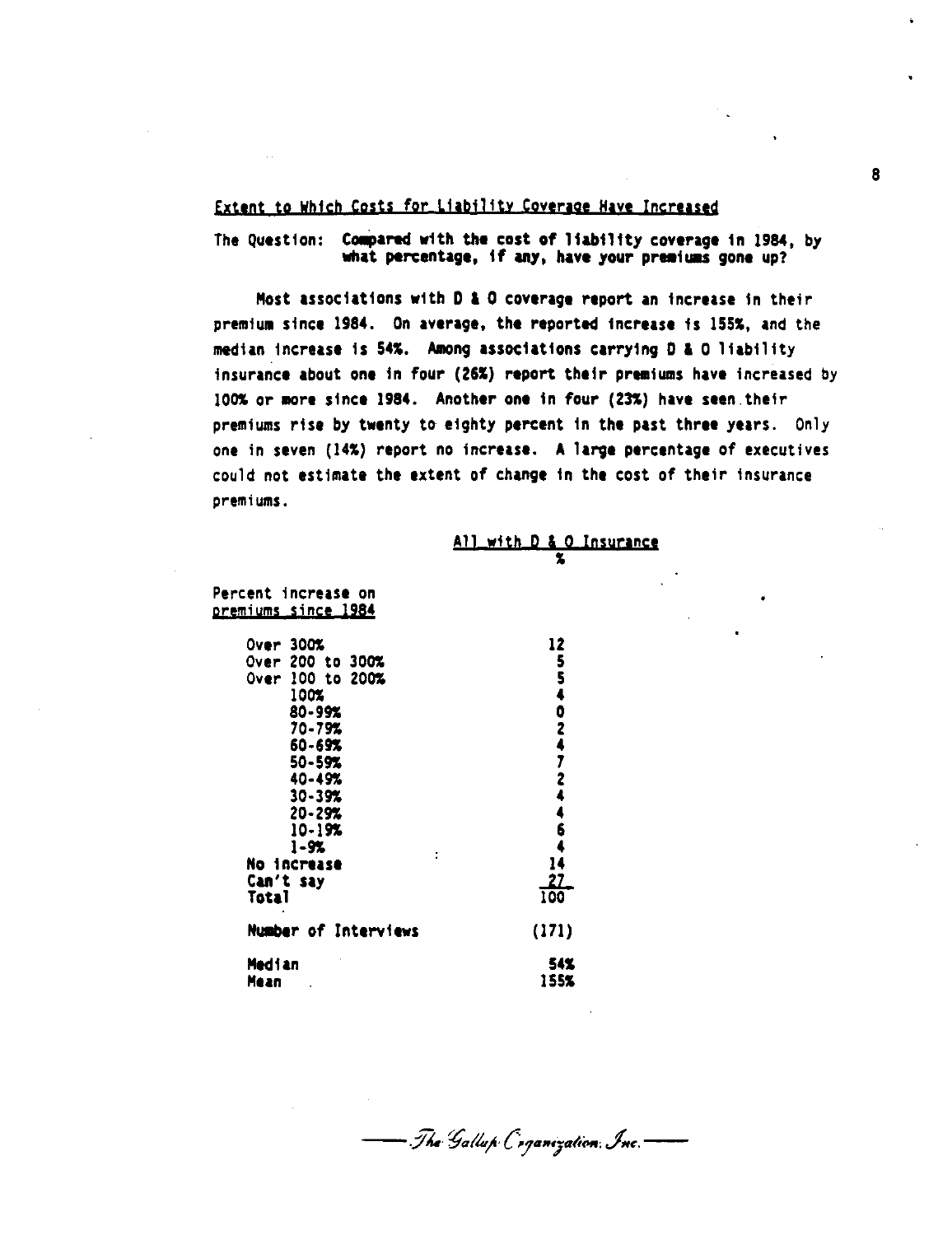## Extent to Which Costs for Liability Coverage Have Increased

The Question: **Compared with the cost of liability coverage in 1984, by what percentage, if any, have your premiums gone up?**

Most associations with D & O coverage report an increase in their premium since 1984. On average, the reported increase is 155%, and the median increase is 54%. Among associations carrying D & O liability insurance about one in four (26%) report their premiums have increased by 100% or more since 1984. Another one in four (23%) have seen their premiums rise by twenty to eighty percent in the past three years. Only one in seven (14%) report no increase. A large percentage of executives could not estimate the extent of change in the cost of their insurance premiums.

| Percent increase on premiums since 1984 | All with D & O Insurance % |
|---|---|
| Over 300% | 12 |
| Over 200 to 300% | 5 |
| Over 100 to 200% | 5 |
| 100% | 4 |
| 80-99% | 0 |
| 70-79% | 2 |
| 60-69% | 4 |
| 50-59% | 7 |
| 40-49% | 2 |
| 30-39% | 4 |
| 20-29% | 4 |
| 10-19% | 6 |
| 1-9% | 4 |
| No increase | 14 |
| Can't say | 27 |
| Total | 100 |
| Number of Interviews | (171) |
| Median | 54% |
| Mean | 155% |

The Gallup Organization, Inc.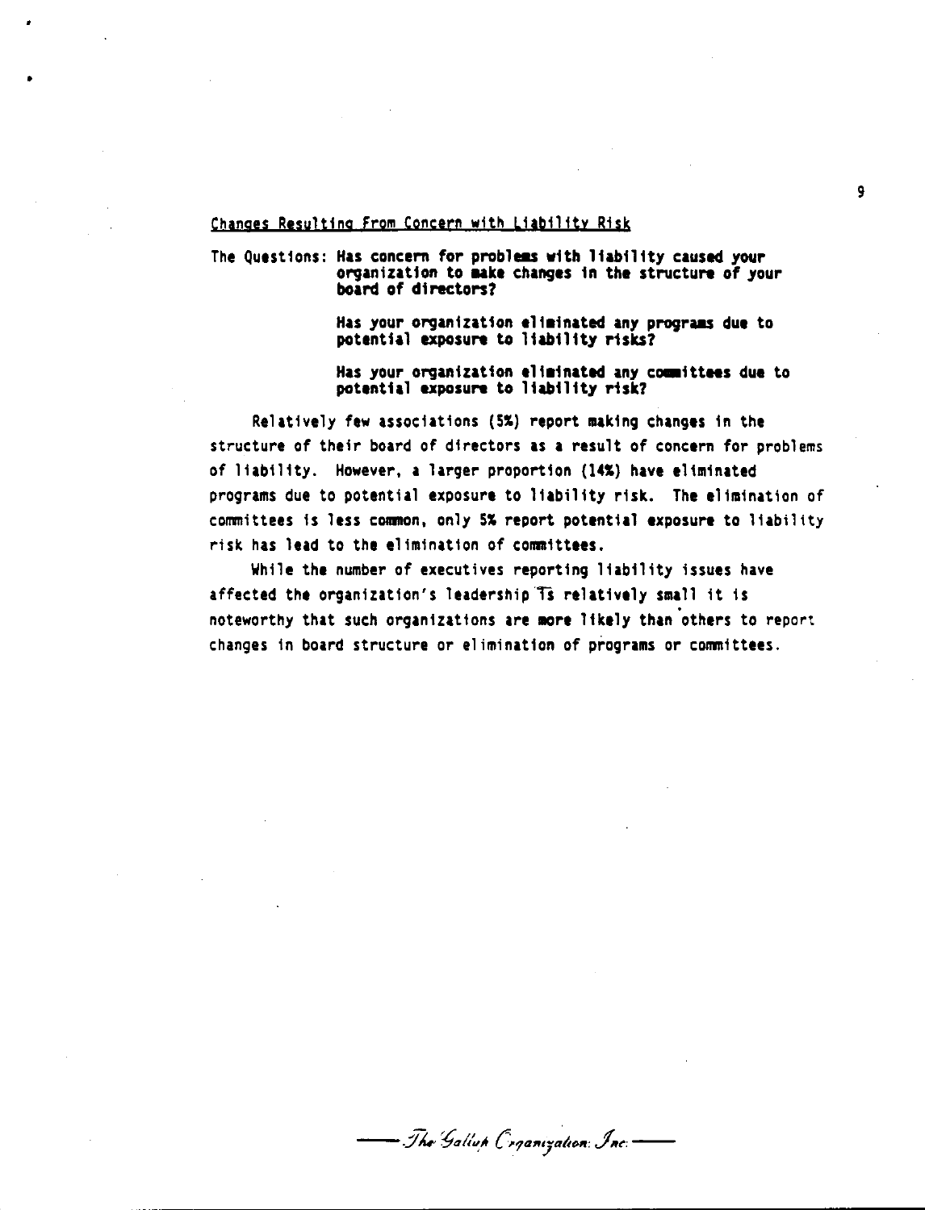## Changes Resulting From Concern with Liability Risk

The Questions: **Has concern for problems with liability caused your organization to make changes in the structure of your board of directors?**

**Has your organization eliminated any programs due to potential exposure to liability risks?**

**Has your organization eliminated any committees due to potential exposure to liability risk?**

Relatively few associations (5%) report making changes in the structure of their board of directors as a result of concern for problems of liability. However, a larger proportion (14%) have eliminated programs due to potential exposure to liability risk. The elimination of committees is less common, only 5% report potential exposure to liability risk has lead to the elimination of committees.

While the number of executives reporting liability issues have affected the organization's leadership is relatively small it is noteworthy that such organizations are more likely than others to report changes in board structure or elimination of programs or committees.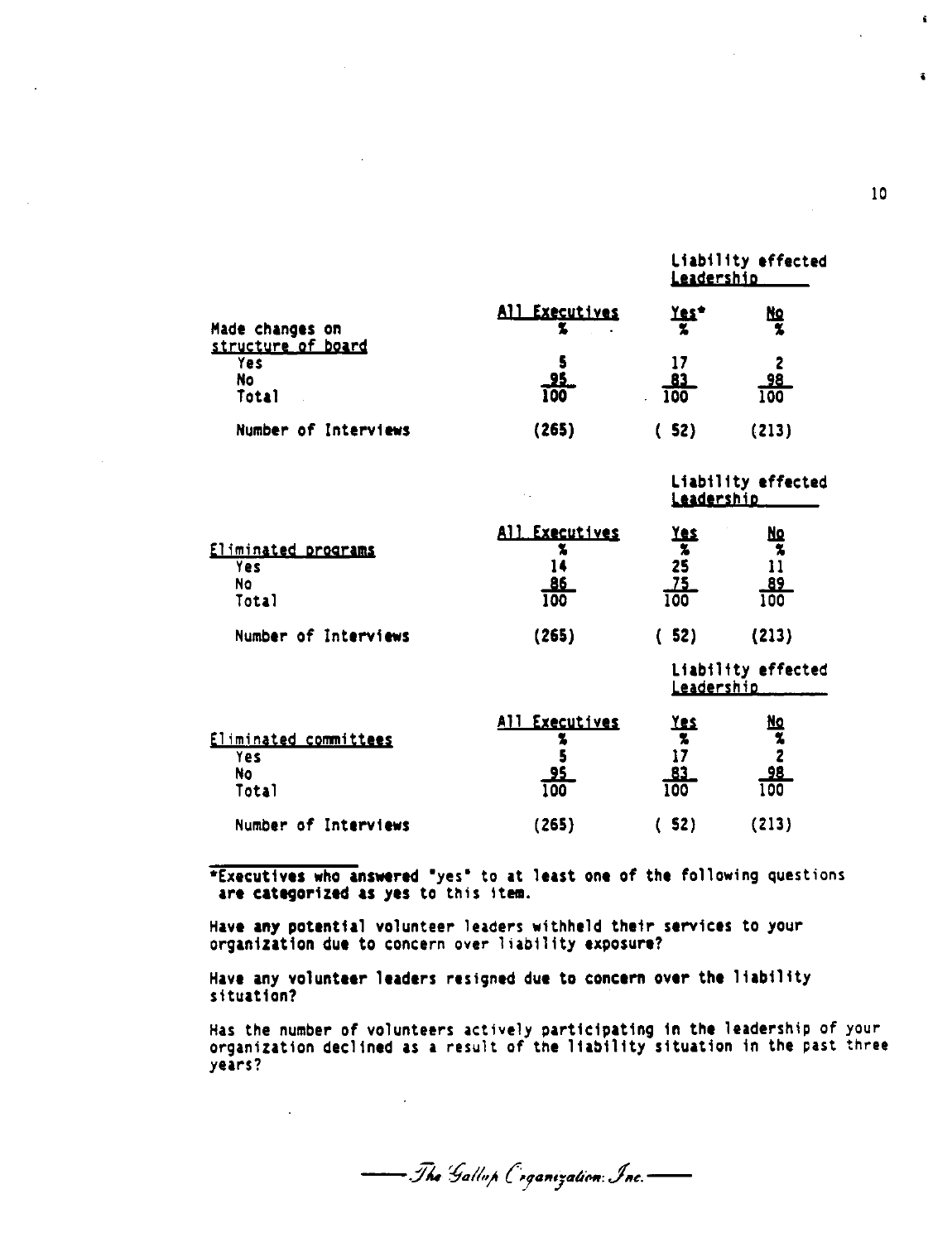| Made changes on structure of board | All Executives | Liability effected Leadership | |
|---|---|---|---|
| | | Yes* | No |
| | % | % | % |
| Yes | 5 | 17 | 2 |
| No | 95 | 83 | 98 |
| Total | 100 | 100 | 100 |
| Number of Interviews | (265) | ( 52) | (213) |

| Eliminated programs | All Executives | Liability effected Leadership | |
|---|---|---|---|
| | | Yes | No |
| | % | % | % |
| Yes | 14 | 25 | 11 |
| No | 86 | 75 | 89 |
| Total | 100 | 100 | 100 |
| Number of Interviews | (265) | ( 52) | (213) |

| Eliminated committees | All Executives | Liability effected Leadership | |
|---|---|---|---|
| | | Yes | No |
| | % | % | % |
| Yes | 5 | 17 | 2 |
| No | 95 | 83 | 98 |
| Total | 100 | 100 | 100 |
| Number of Interviews | (265) | ( 52) | (213) |

*Executives who answered "yes" to at least one of the following questions are categorized as yes to this item.

Have any potential volunteer leaders withheld their services to your organization due to concern over liability exposure?

Have any volunteer leaders resigned due to concern over the liability situation?

Has the number of volunteers actively participating in the leadership of your organization declined as a result of the liability situation in the past three years?

The Gallup Organization, Inc.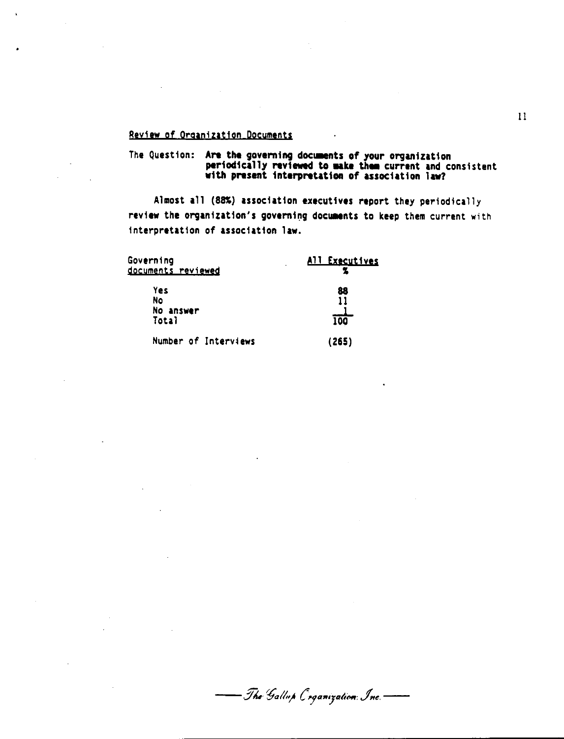## Review of Organization Documents

The Question: **Are the governing documents of your organization periodically reviewed to make them current and consistent with present interpretation of association law?**

Almost all (88%) association executives report they periodically review the organization's governing documents to keep them current with interpretation of association law.

| Governing documents reviewed | All Executives % |
|---|---|
| Yes | 88 |
| No | 11 |
| No answer | 1 |
| Total | 100 |
| Number of Interviews | (265) |

The Gallup Organization, Inc.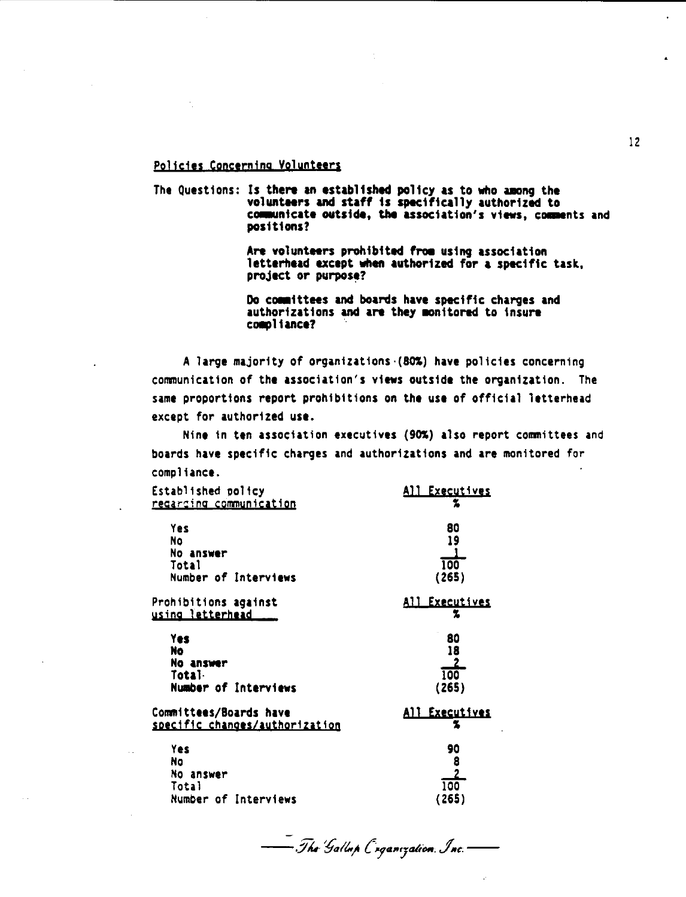## Policies Concerning Volunteers

The Questions: **Is there an established policy as to who among the volunteers and staff is specifically authorized to communicate outside, the association's views, comments and positions?**

**Are volunteers prohibited from using association letterhead except when authorized for a specific task, project or purpose?**

**Do committees and boards have specific charges and authorizations and are they monitored to insure compliance?**

A large majority of organizations (80%) have policies concerning communication of the association's views outside the organization. The same proportions report prohibitions on the use of official letterhead except for authorized use.

Nine in ten association executives (90%) also report committees and boards have specific charges and authorizations and are monitored for compliance.

| Established policy regarding communication | All Executives % |
|---|---|
| Yes | 80 |
| No | 19 |
| No answer | 1 |
| Total | 100 |
| Number of Interviews | (265) |

| Prohibitions against using letterhead | All Executives % |
|---|---|
| Yes | 80 |
| No | 18 |
| No answer | 2 |
| Total | 100 |
| Number of Interviews | (265) |

| Committees/Boards have specific changes/authorization | All Executives % |
|---|---|
| Yes | 90 |
| No | 8 |
| No answer | 2 |
| Total | 100 |
| Number of Interviews | (265) |

*The Gallup Organization, Inc.*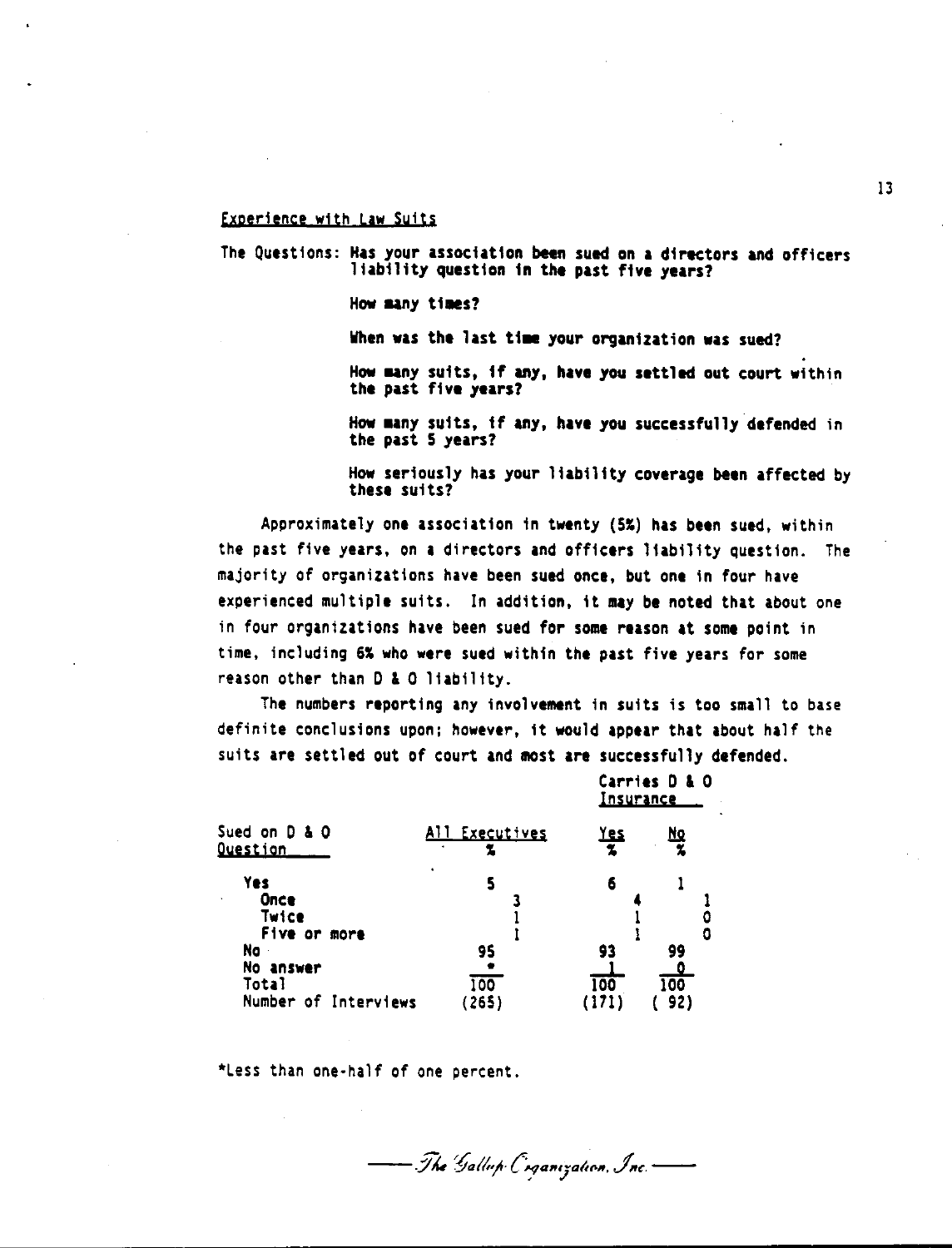## Experience with Law Suits

The Questions: **Has your association been sued on a directors and officers liability question in the past five years?**

**How many times?**

**When was the last time your organization was sued?**

**How many suits, if any, have you settled out court within the past five years?**

**How many suits, if any, have you successfully defended in the past 5 years?**

**How seriously has your liability coverage been affected by these suits?**

Approximately one association in twenty (5%) has been sued, within the past five years, on a directors and officers liability question. The majority of organizations have been sued once, but one in four have experienced multiple suits. In addition, it may be noted that about one in four organizations have been sued for some reason at some point in time, including 6% who were sued within the past five years for some reason other than D & O liability.

The numbers reporting any involvement in suits is too small to base definite conclusions upon; however, it would appear that about half the suits are settled out of court and most are successfully defended.

| Sued on D & O Question | All Executives % | | Carries D & O Insurance Yes % | | Carries D & O Insurance No % | |
|---|---|---|---|---|---|---|
| Yes | 5 | | 6 | | 1 | |
| Once | | 3 | | 4 | | 1 |
| Twice | | 1 | | 1 | | 0 |
| Five or more | | 1 | | 1 | | 0 |
| No | 95 | | 93 | | 99 | |
| No answer | * | | 1 | | 0 | |
| Total | 100 | | 100 | | 100 | |
| Number of Interviews | (265) | | (171) | | ( 92) | |

*Less than one-half of one percent.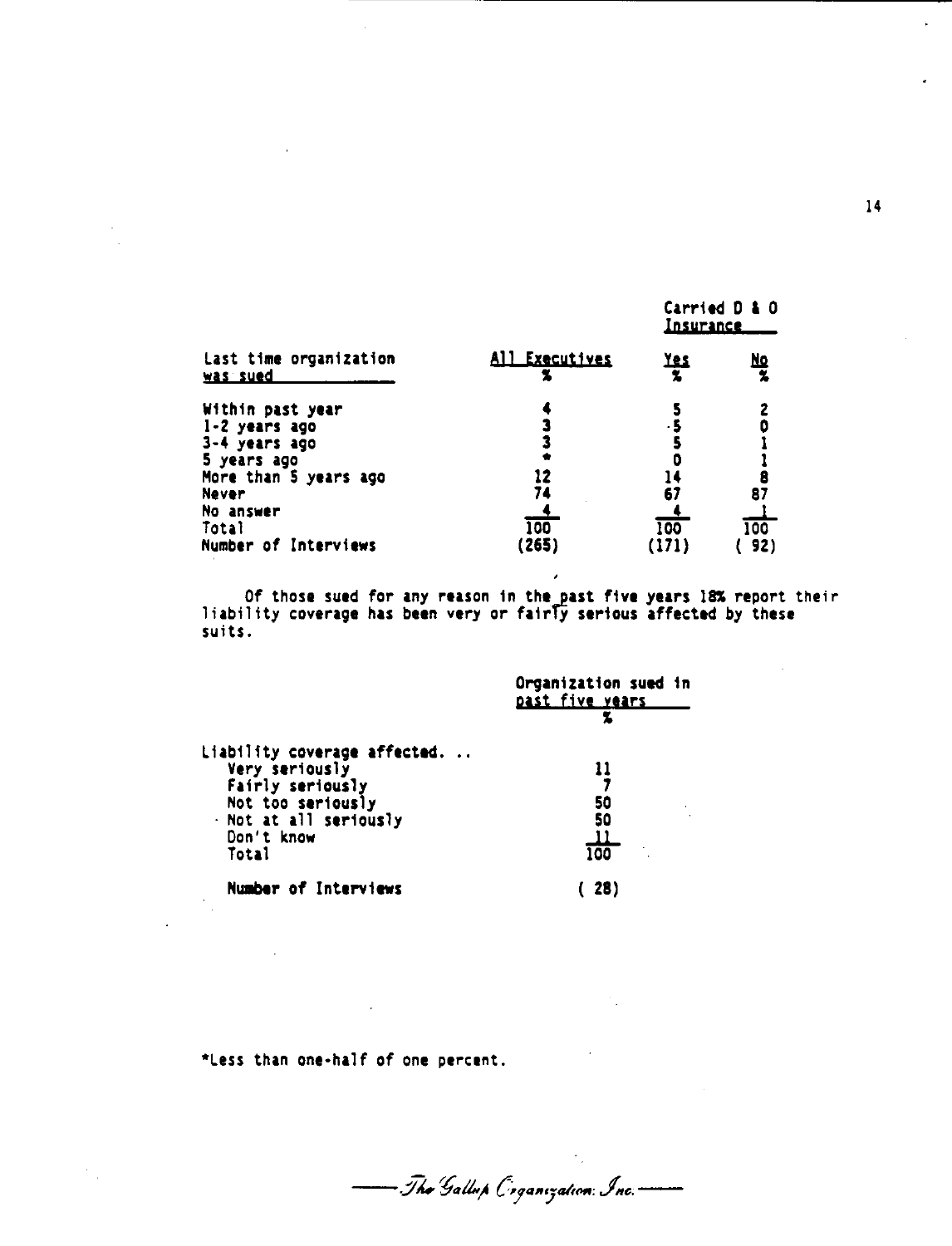| Last time organization was sued | All Executives | Carried D & O Insurance | |
|---|---|---|---|
| | % | Yes % | No % |
| Within past year | 4 | 5 | 2 |
| 1-2 years ago | 3 | 5 | 0 |
| 3-4 years ago | 3 | 5 | 1 |
| 5 years ago | * | 0 | 1 |
| More than 5 years ago | 12 | 14 | 8 |
| Never | 74 | 67 | 87 |
| No answer | 4 | 4 | 1 |
| Total | 100 | 100 | 100 |
| Number of Interviews | (265) | (171) | ( 92) |

Of those sued for any reason in the past five years 18% report their liability coverage has been very or fairly serious affected by these suits.

| | Organization sued in past five years % |
|---|---|
| Liability coverage affected. .. | |
| Very seriously | 11 |
| Fairly seriously | 7 |
| Not too seriously | 50 |
| Not at all seriously | 50 |
| Don't know | 11 |
| Total | 100 |
| Number of Interviews | ( 28) |

*Less than one-half of one percent.

The Gallup Organization, Inc.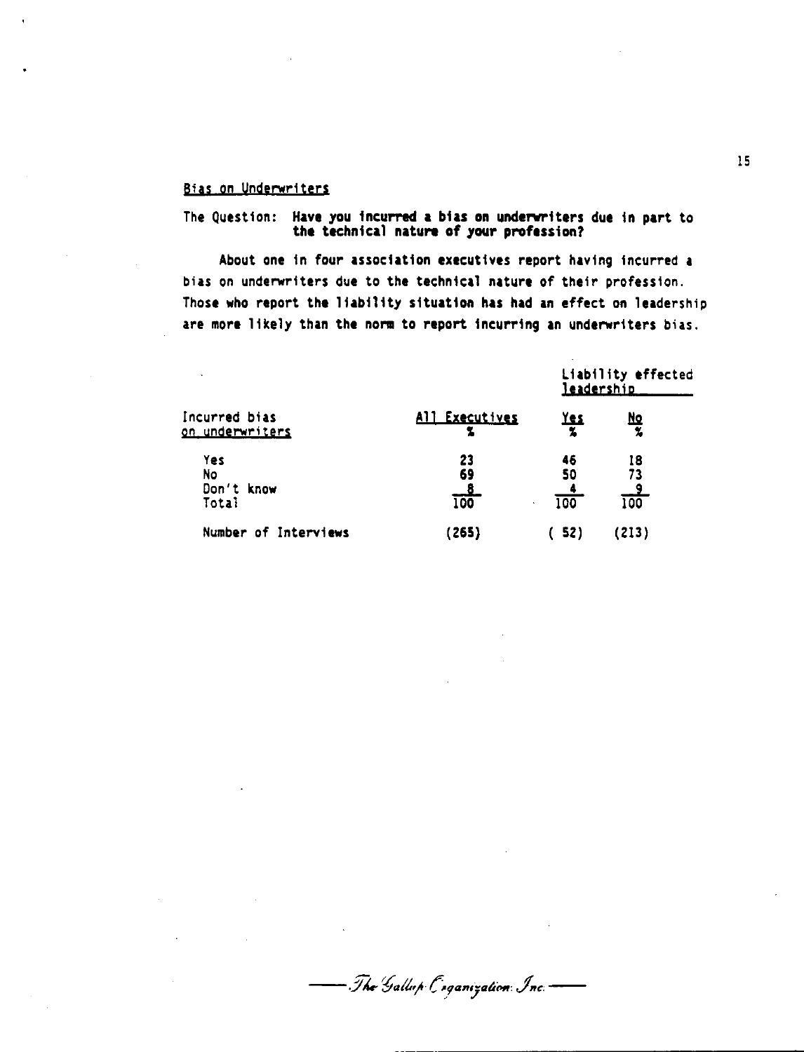## Bias on Underwriters

The Question: **Have you incurred a bias on underwriters due in part to the technical nature of your profession?**

**About one in four association executives report having incurred a bias on underwriters due to the technical nature of their profession. Those who report the liability situation has had an effect on leadership are more likely than the norm to report incurring an underwriters bias.**

| | | Liability effected leadership | |
|---|---|---|---|
| Incurred bias on underwriters | All Executives % | Yes % | No % |
| Yes | 23 | 46 | 18 |
| No | 69 | 50 | 73 |
| Don't know | 8 | 4 | 9 |
| Total | 100 | 100 | 100 |
| Number of Interviews | (265) | (52) | (213) |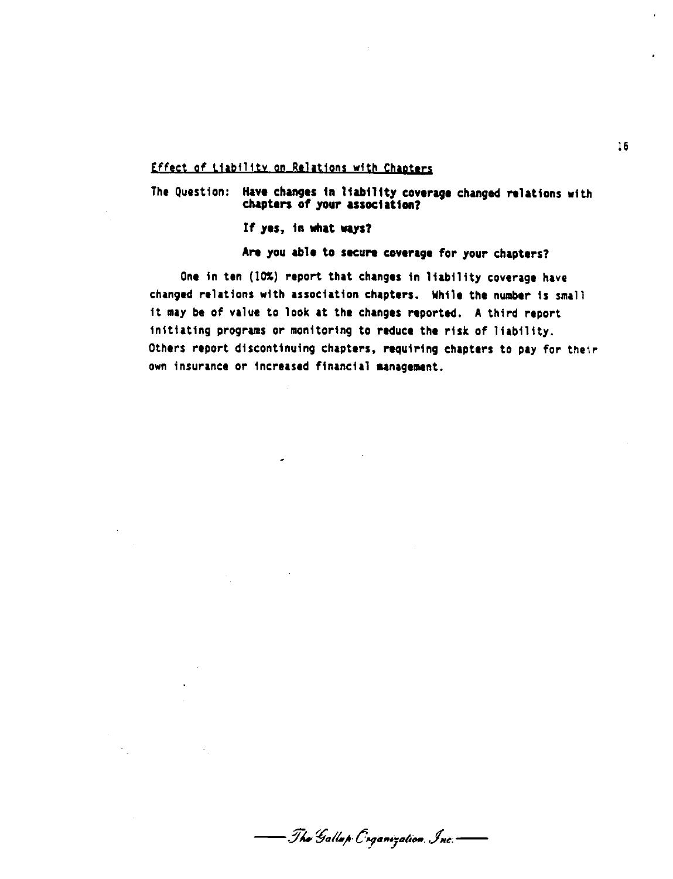## Effect of Liability on Relations with Chapters

The Question: **Have changes in liability coverage changed relations with chapters of your association?**

**If yes, in what ways?**

**Are you able to secure coverage for your chapters?**

One in ten (10%) report that changes in liability coverage have changed relations with association chapters. While the number is small it may be of value to look at the changes reported. A third report initiating programs or monitoring to reduce the risk of liability. Others report discontinuing chapters, requiring chapters to pay for their own insurance or increased financial management.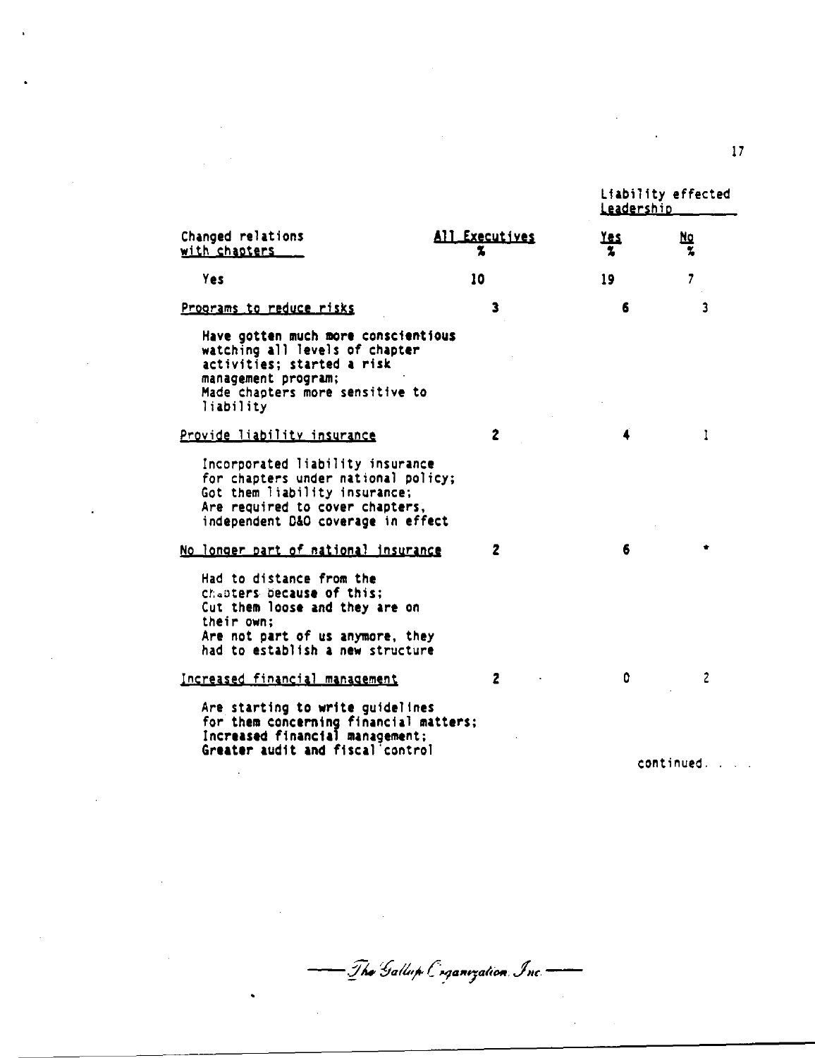| Changed relations with chapters | All Executives % | Liability effected Leadership Yes % | No % |
|---|---|---|---|
| Yes | 10 | 19 | 7 |
| Programs to reduce risks | 3 | 6 | 3 |
| Have gotten much more conscientious watching all levels of chapter activities; started a risk management program; Made chapters more sensitive to liability | | | |
| Provide liability insurance | 2 | 4 | 1 |
| Incorporated liability insurance for chapters under national policy; Got them liability insurance; Are required to cover chapters, independent D&O coverage in effect | | | |
| No longer part of national insurance | 2 | 6 | * |
| Had to distance from the chapters because of this; Cut them loose and they are on their own; Are not part of us anymore, they had to establish a new structure | | | |
| Increased financial management | 2 | 0 | 2 |
| Are starting to write guidelines for them concerning financial matters; Increased financial management; Greater audit and fiscal control | | | |

continued. . . .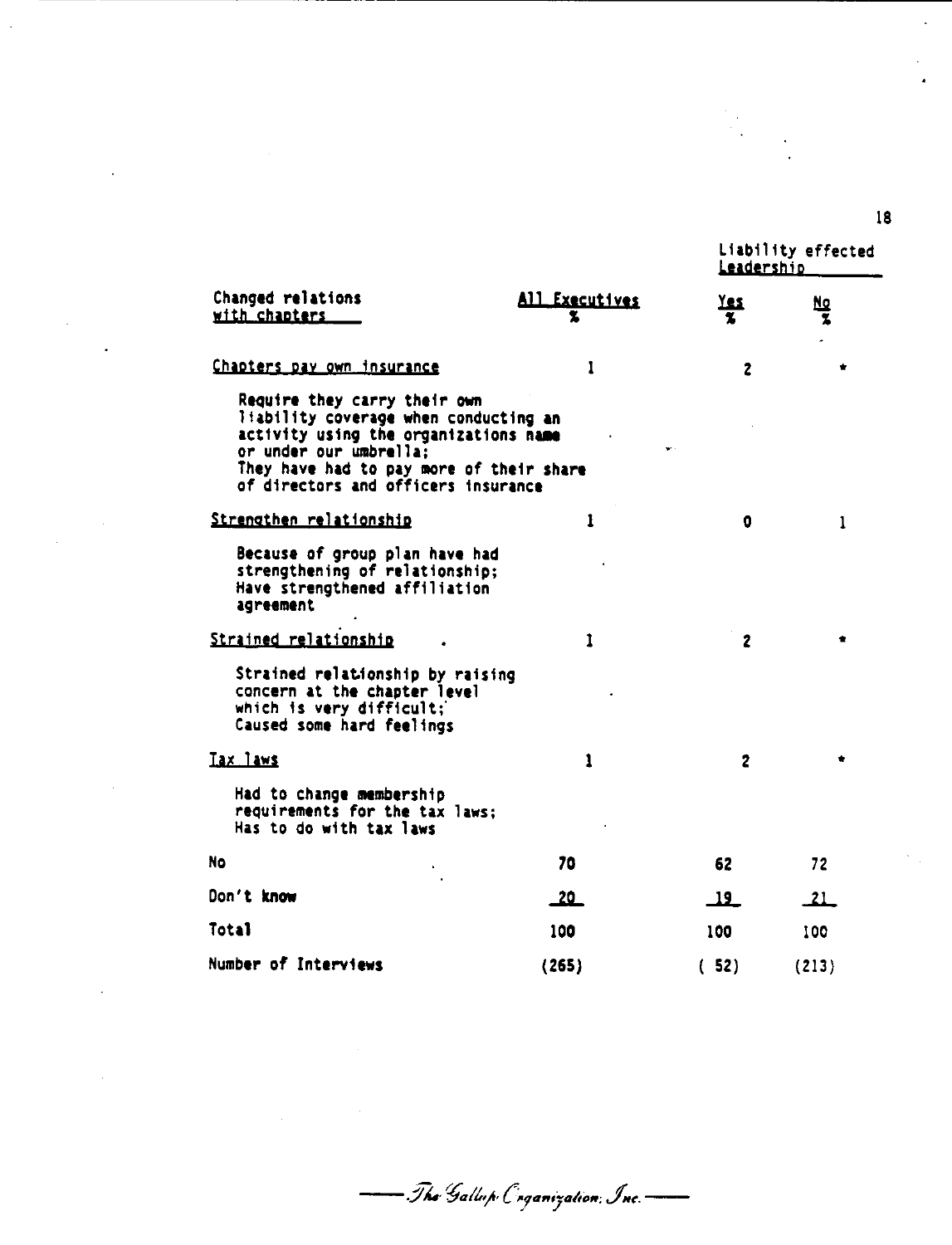| Changed relations with chapters | All Executives % | Liability effected Leadership | |
|---|---|---|---|
| | | Yes % | No % |
| Chapters pay own insurance | 1 | 2 | * |
| Require they carry their own liability coverage when conducting an activity using the organizations name or under our umbrella; They have had to pay more of their share of directors and officers insurance | | | |
| Strengthen relationship | 1 | 0 | 1 |
| Because of group plan have had strengthening of relationship; Have strengthened affiliation agreement | | | |
| Strained relationship | 1 | 2 | * |
| Strained relationship by raising concern at the chapter level which is very difficult; Caused some hard feelings | | | |
| Tax laws | 1 | 2 | * |
| Had to change membership requirements for the tax laws; Has to do with tax laws | | | |
| No | 70 | 62 | 72 |
| Don't know | 20 | 19 | 21 |
| Total | 100 | 100 | 100 |
| Number of Interviews | (265) | ( 52) | (213) |

The Gallup Organization, Inc.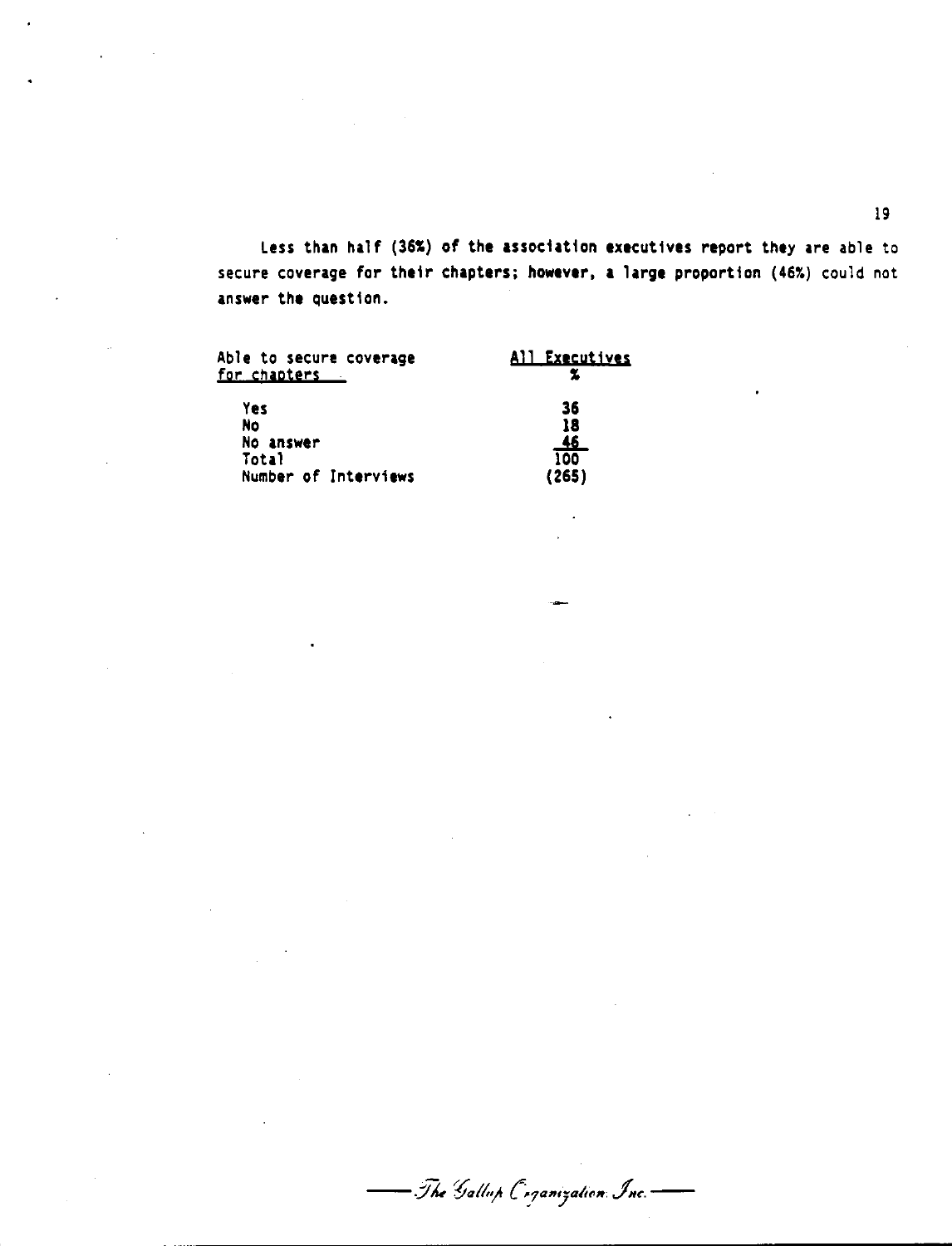Less than half (36%) of the association executives report they are able to secure coverage for their chapters; however, a large proportion (46%) could not answer the question.

| Able to secure coverage for chapters | All Executives % |
|---|---|
| Yes | 36 |
| No | 18 |
| No answer | 46 |
| Total | 100 |
| Number of Interviews | (265) |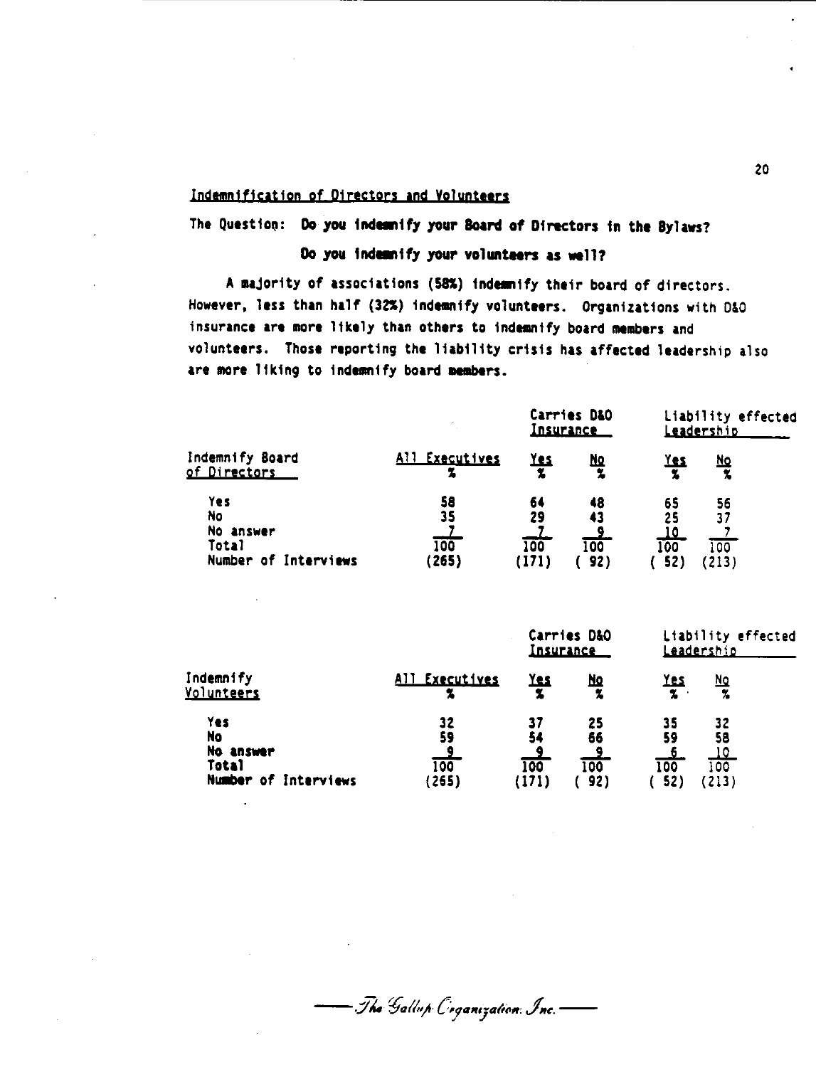## Indemnification of Directors and Volunteers

**The Question: Do you indemnify your Board of Directors in the Bylaws?**

**Do you indemnify your volunteers as well?**

A majority of associations (58%) indemnify their board of directors. However, less than half (32%) indemnify volunteers. Organizations with D&O insurance are more likely than others to indemnify board members and volunteers. Those reporting the liability crisis has affected leadership also are more liking to indemnify board members.

| | | Carries D&O Insurance | | Liability effected Leadership | |
|---|---|---|---|---|---|
| Indemnify Board of Directors | All Executives % | Yes % | No % | Yes % | No % |
| Yes | 58 | 64 | 48 | 65 | 56 |
| No | 35 | 29 | 43 | 25 | 37 |
| No answer | 7 | 7 | 9 | 10 | 7 |
| Total | 100 | 100 | 100 | 100 | 100 |
| Number of Interviews | (265) | (171) | ( 92) | ( 52) | (213) |

| | | Carries D&O Insurance | | Liability effected Leadership | |
|---|---|---|---|---|---|
| Indemnify Volunteers | All Executives % | Yes % | No % | Yes % | No % |
| Yes | 32 | 37 | 25 | 35 | 32 |
| No | 59 | 54 | 66 | 59 | 58 |
| No answer | 9 | 9 | 9 | 6 | 10 |
| Total | 100 | 100 | 100 | 100 | 100 |
| Number of Interviews | (265) | (171) | ( 92) | ( 52) | (213) |

*The Gallup Organization, Inc.*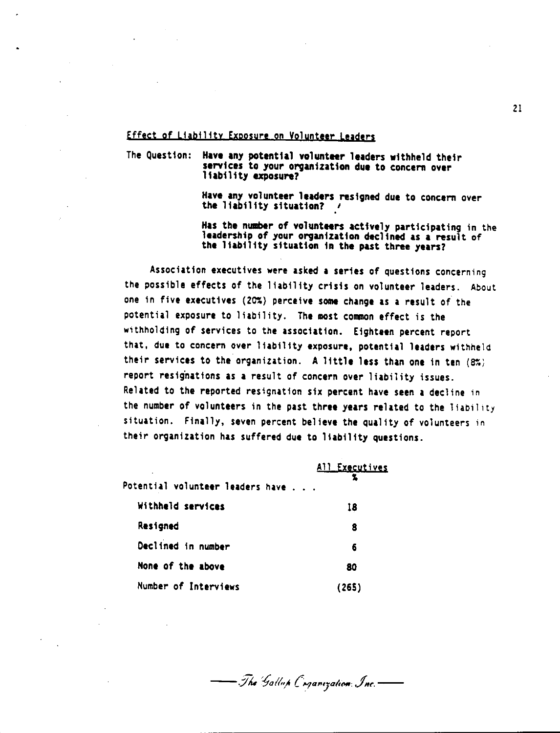## Effect of Liability Exposure on Volunteer Leaders

The Question: **Have any potential volunteer leaders withheld their services to your organization due to concern over liability exposure?**

**Have any volunteer leaders resigned due to concern over the liability situation?**

**Has the number of volunteers actively participating in the leadership of your organization declined as a result of the liability situation in the past three years?**

Association executives were asked a series of questions concerning the possible effects of the liability crisis on volunteer leaders. About one in five executives (20%) perceive some change as a result of the potential exposure to liability. The most common effect is the withholding of services to the association. Eighteen percent report that, due to concern over liability exposure, potential leaders withheld their services to the organization. A little less than one in ten (8%) report resignations as a result of concern over liability issues. Related to the reported resignation six percent have seen a decline in the number of volunteers in the past three years related to the liability situation. Finally, seven percent believe the quality of volunteers in their organization has suffered due to liability questions.

| | All Executives % |
|---|---|
| Potential volunteer leaders have . . . | |
| **Withheld services** | 18 |
| **Resigned** | 8 |
| **Declined in number** | 6 |
| **None of the above** | 80 |
| Number of Interviews | (265) |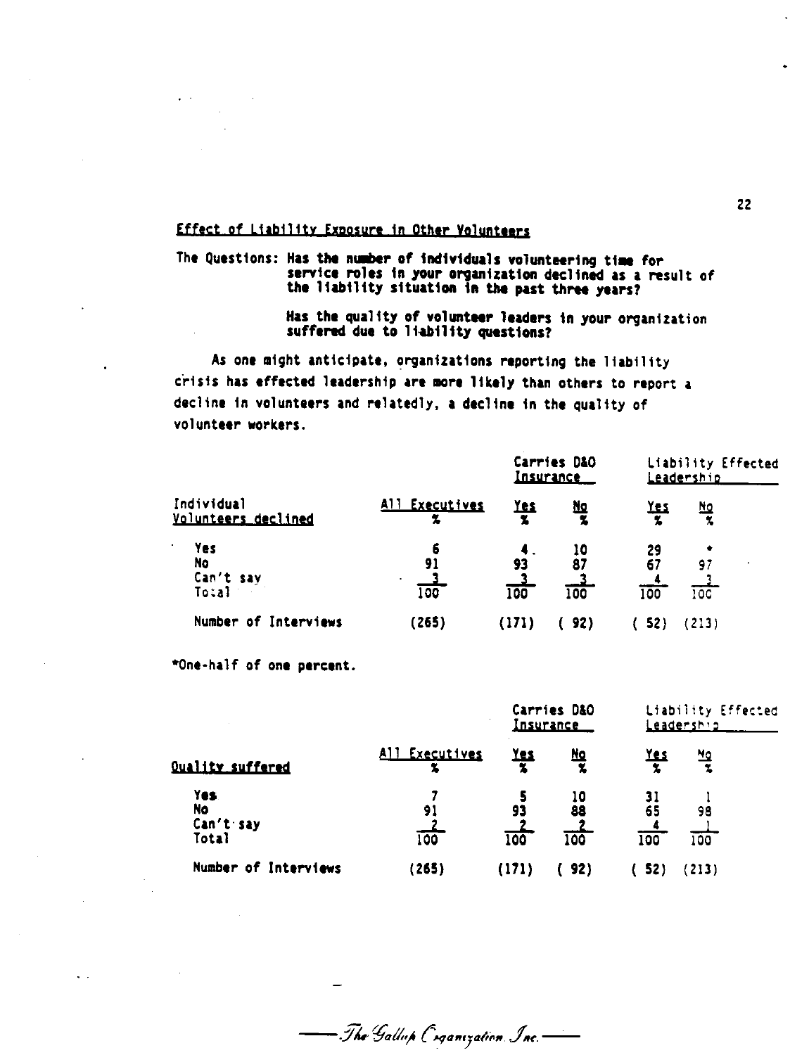## Effect of Liability Exposure in Other Volunteers

**The Questions: Has the number of individuals volunteering time for service roles in your organization declined as a result of the liability situation in the past three years?**

**Has the quality of volunteer leaders in your organization suffered due to liability questions?**

As one might anticipate, organizations reporting the liability crisis has effected leadership are more likely than others to report a decline in volunteers and relatedly, a decline in the quality of volunteer workers.

| | | Carries D&O Insurance | | Liability Effected Leadership | |
|---|---|---|---|---|---|
| Individual Volunteers declined | All Executives % | Yes % | No % | Yes % | No % |
| Yes | 6 | 4 | 10 | 29 | * |
| No | 91 | 93 | 87 | 67 | 97 |
| Can't say | 3 | 3 | 3 | 4 | 3 |
| Total | 100 | 100 | 100 | 100 | 100 |
| Number of Interviews | (265) | (171) | (92) | (52) | (213) |

*One-half of one percent.

| | | Carries D&O Insurance | | Liability Effected Leadership | |
|---|---|---|---|---|---|
| Quality suffered | All Executives % | Yes % | No % | Yes % | No % |
| Yes | 7 | 5 | 10 | 31 | 1 |
| No | 91 | 93 | 88 | 65 | 98 |
| Can't say | 2 | 2 | 2 | 4 | 1 |
| Total | 100 | 100 | 100 | 100 | 100 |
| Number of Interviews | (265) | (171) | (92) | (52) | (213) |

*The Gallup Organization, Inc.*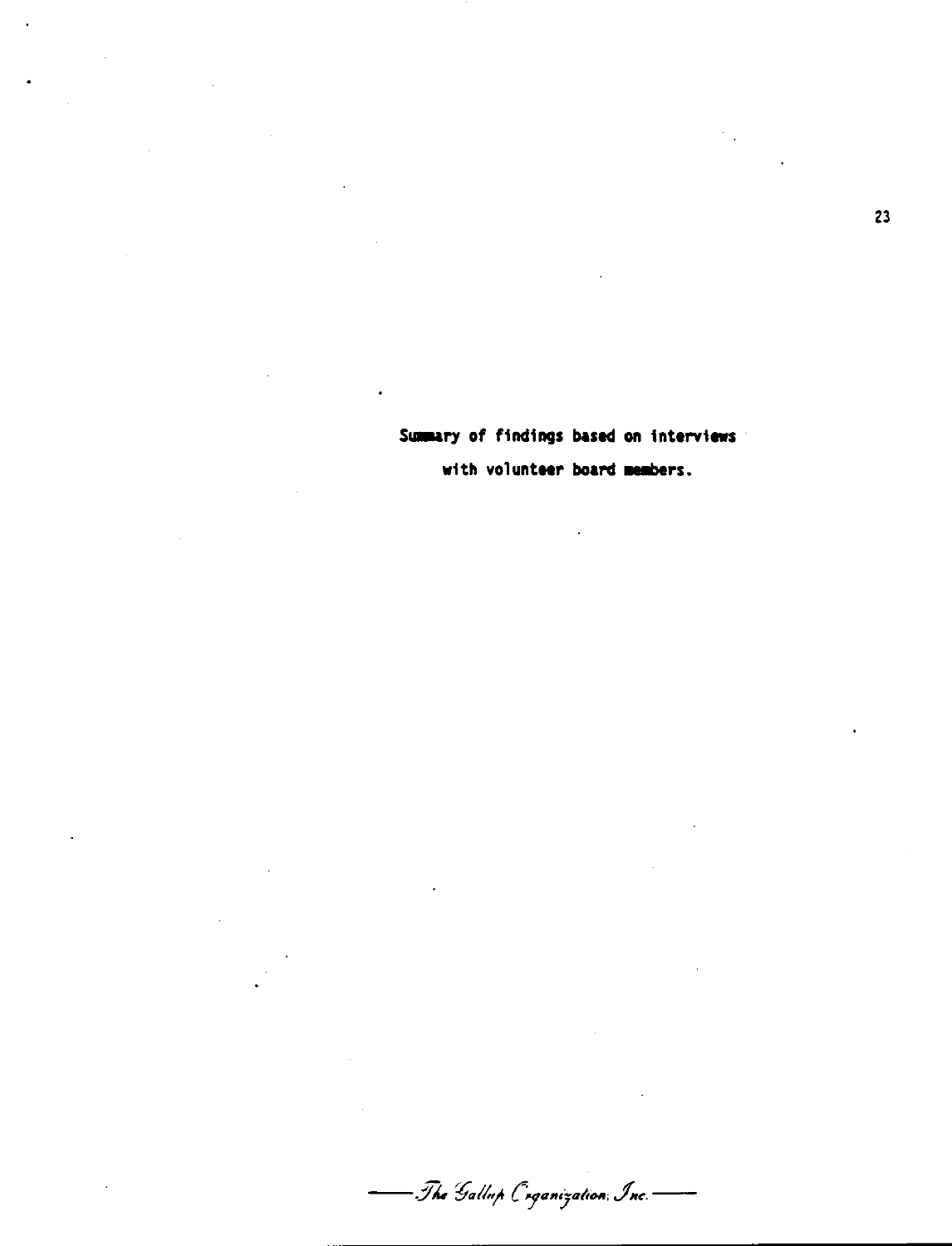**Summary of findings based on interviews with volunteer board members.**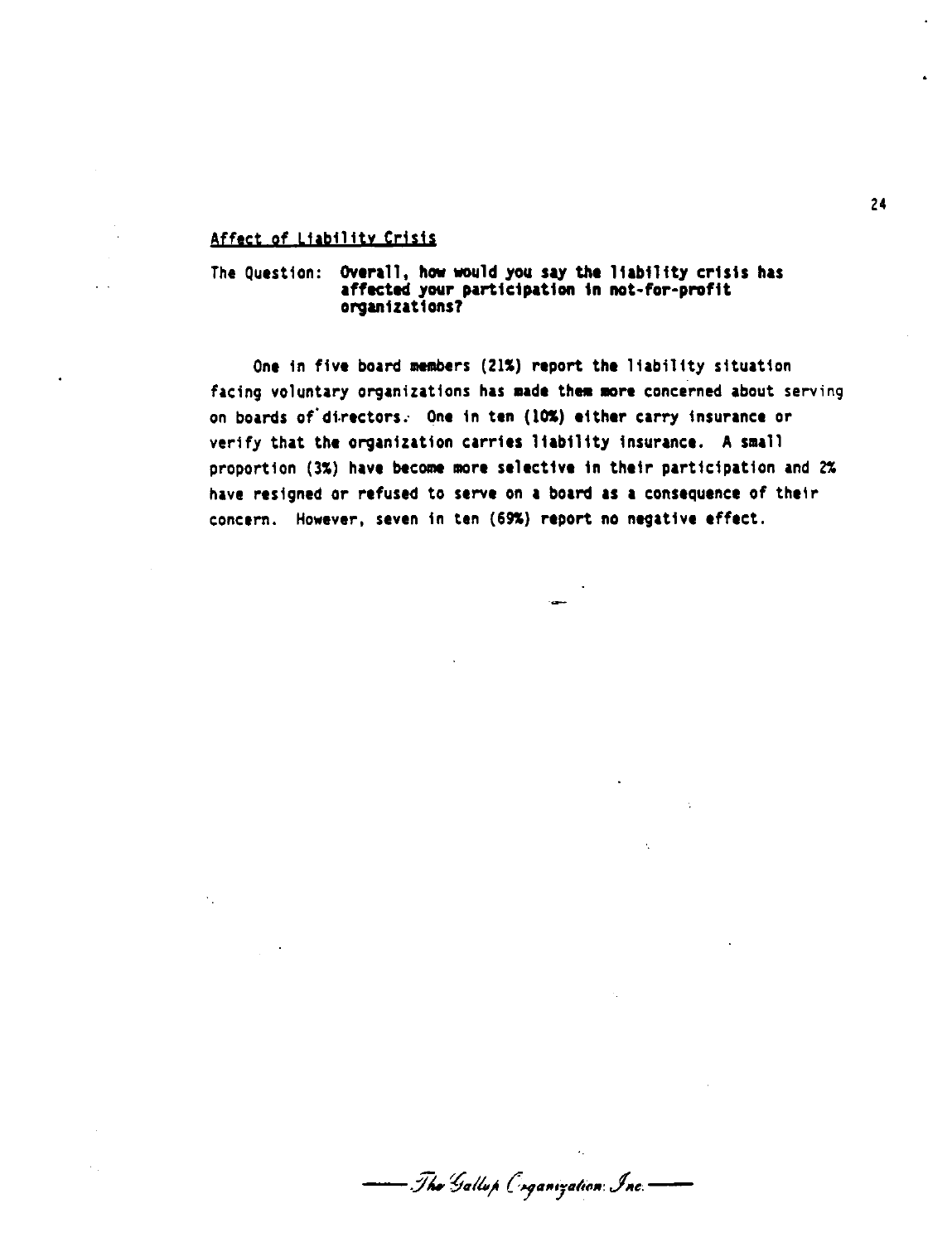## Affect of Liability Crisis

The Question: **Overall, how would you say the liability crisis has affected your participation in not-for-profit organizations?**

One in five board members (21%) report the liability situation facing voluntary organizations has made them more concerned about serving on boards of directors. One in ten (10%) either carry insurance or verify that the organization carries liability insurance. A small proportion (3%) have become more selective in their participation and 2% have resigned or refused to serve on a board as a consequence of their concern. However, seven in ten (69%) report no negative effect.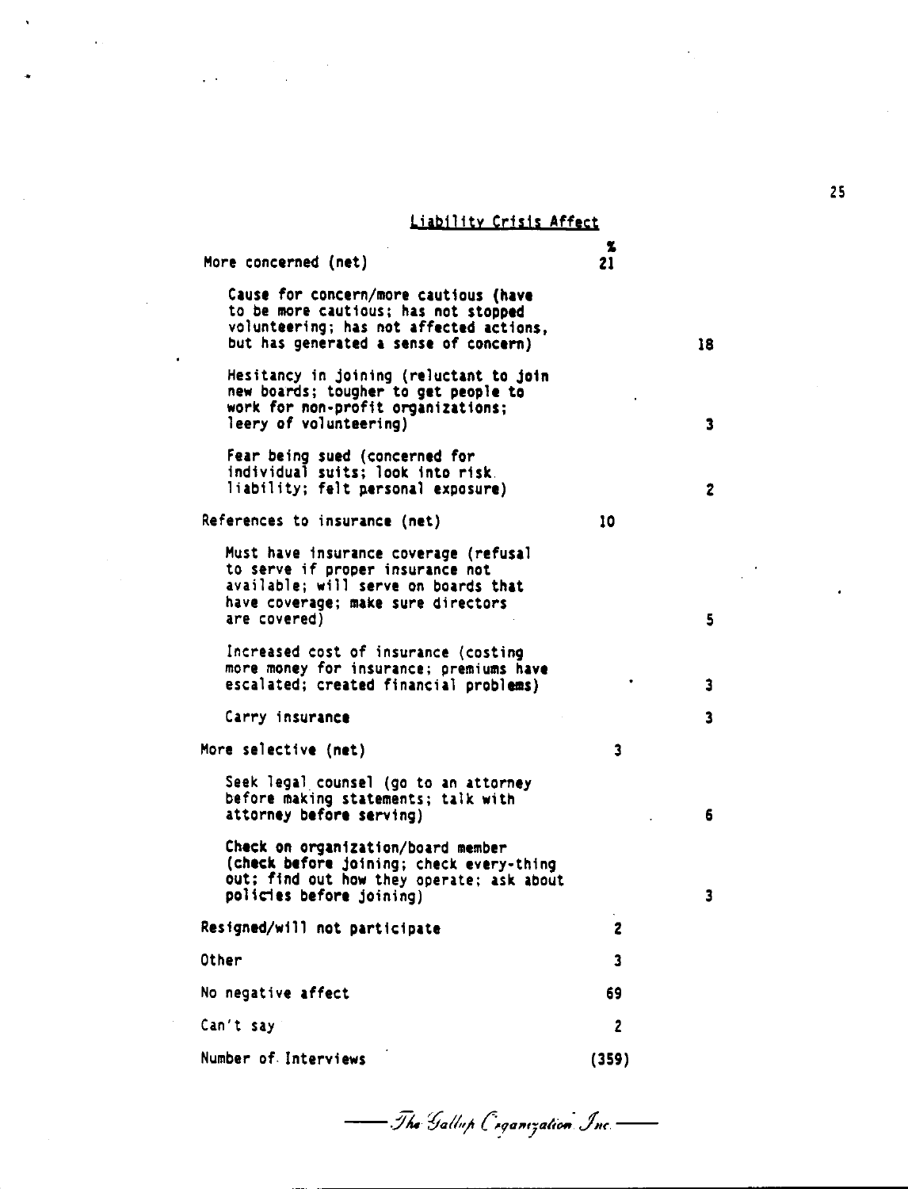Liability Crisis Affect

| | % | |
|---|---|---|
| More concerned (net) | 21 | |
| Cause for concern/more cautious (have to be more cautious; has not stopped volunteering; has not affected actions, but has generated a sense of concern) | | 18 |
| Hesitancy in joining (reluctant to join new boards; tougher to get people to work for non-profit organizations; leery of volunteering) | | 3 |
| Fear being sued (concerned for individual suits; look into risk liability; felt personal exposure) | | 2 |
| References to insurance (net) | 10 | |
| Must have insurance coverage (refusal to serve if proper insurance not available; will serve on boards that have coverage; make sure directors are covered) | | 5 |
| Increased cost of insurance (costing more money for insurance; premiums have escalated; created financial problems) | | 3 |
| Carry insurance | | 3 |
| More selective (net) | 3 | |
| Seek legal counsel (go to an attorney before making statements; talk with attorney before serving) | | 6 |
| Check on organization/board member (check before joining; check every-thing out; find out how they operate; ask about policies before joining) | | 3 |
| Resigned/will not participate | 2 | |
| Other | 3 | |
| No negative affect | 69 | |
| Can't say | 2 | |
| Number of Interviews | (359) | |

The Gallup Organization Inc.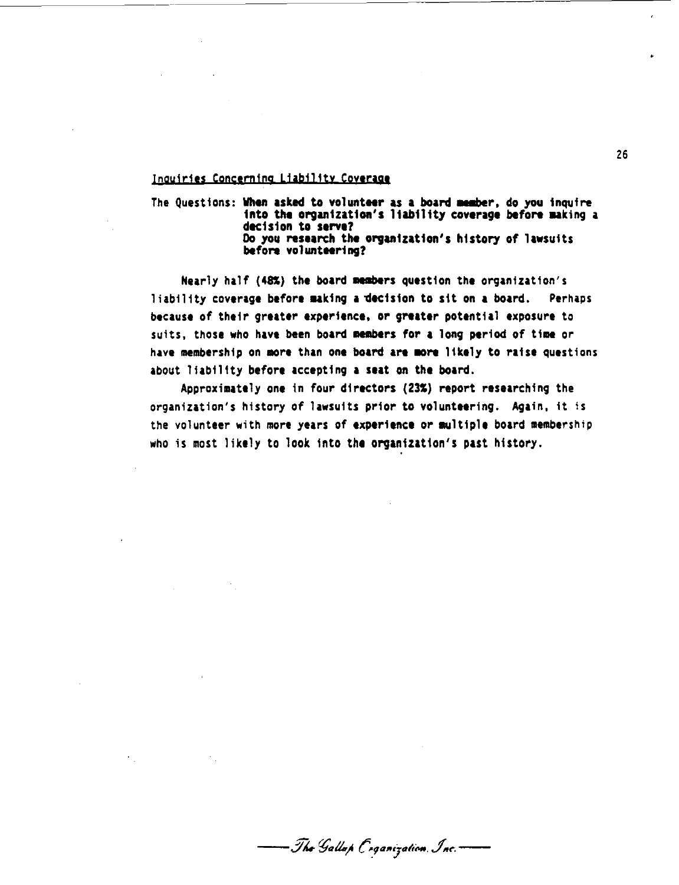## Inquiries Concerning Liability Coverage

The Questions: **When asked to volunteer as a board member, do you inquire into the organization's liability coverage before making a decision to serve?**
**Do you research the organization's history of lawsuits before volunteering?**

Nearly half (48%) the board members question the organization's liability coverage before making a decision to sit on a board. Perhaps because of their greater experience, or greater potential exposure to suits, those who have been board members for a long period of time or have membership on more than one board are more likely to raise questions about liability before accepting a seat on the board.

Approximately one in four directors (23%) report researching the organization's history of lawsuits prior to volunteering. Again, it is the volunteer with more years of experience or multiple board membership who is most likely to look into the organization's past history.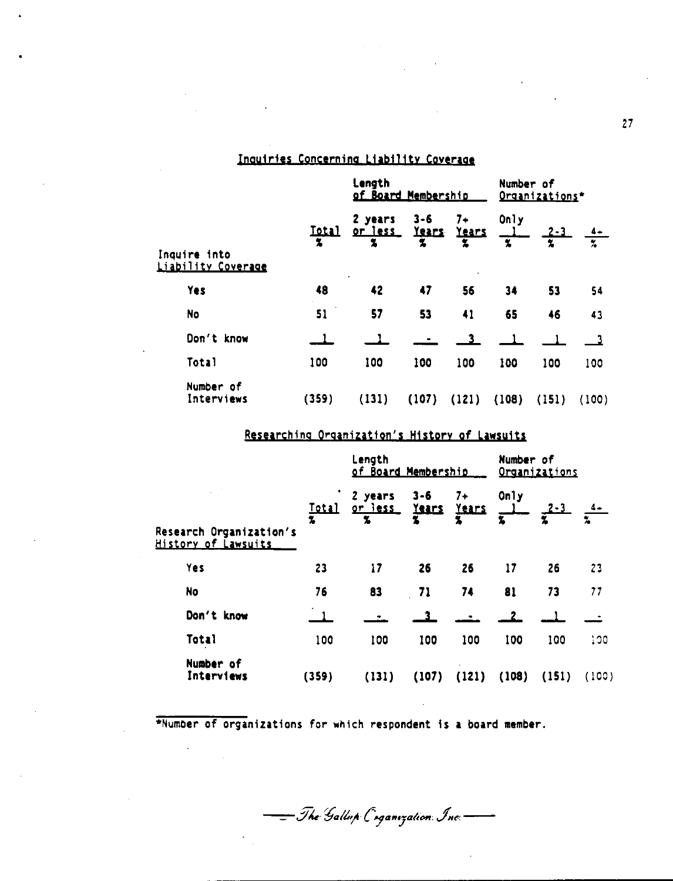## Inquiries Concerning Liability Coverage

| | | Length of Board Membership | | | Number of Organizations* | | |
|---|---|---|---|---|---|---|---|
| | Total % | 2 years or less % | 3-6 Years % | 7+ Years % | Only 1 % | 2-3 % | 4+ % |
| Inquire into Liability Coverage | | | | | | | |
| Yes | 48 | 42 | 47 | 56 | 34 | 53 | 54 |
| No | 51 | 57 | 53 | 41 | 65 | 46 | 43 |
| Don't know | 1 | 1 | - | 3 | 1 | 1 | 3 |
| Total | 100 | 100 | 100 | 100 | 100 | 100 | 100 |
| Number of Interviews | (359) | (131) | (107) | (121) | (108) | (151) | (100) |

## Researching Organization's History of Lawsuits

| | | Length of Board Membership | | | Number of Organizations | | |
|---|---|---|---|---|---|---|---|
| | Total % | 2 years or less % | 3-6 Years % | 7+ Years % | Only 1 % | 2-3 % | 4+ % |
| Research Organization's History of Lawsuits | | | | | | | |
| Yes | 23 | 17 | 26 | 26 | 17 | 26 | 23 |
| No | 76 | 83 | 71 | 74 | 81 | 73 | 77 |
| Don't know | 1 | - | 3 | - | 2 | 1 | - |
| Total | 100 | 100 | 100 | 100 | 100 | 100 | 100 |
| Number of Interviews | (359) | (131) | (107) | (121) | (108) | (151) | (100) |

*Number of organizations for which respondent is a board member.

The Gallup Organization, Inc.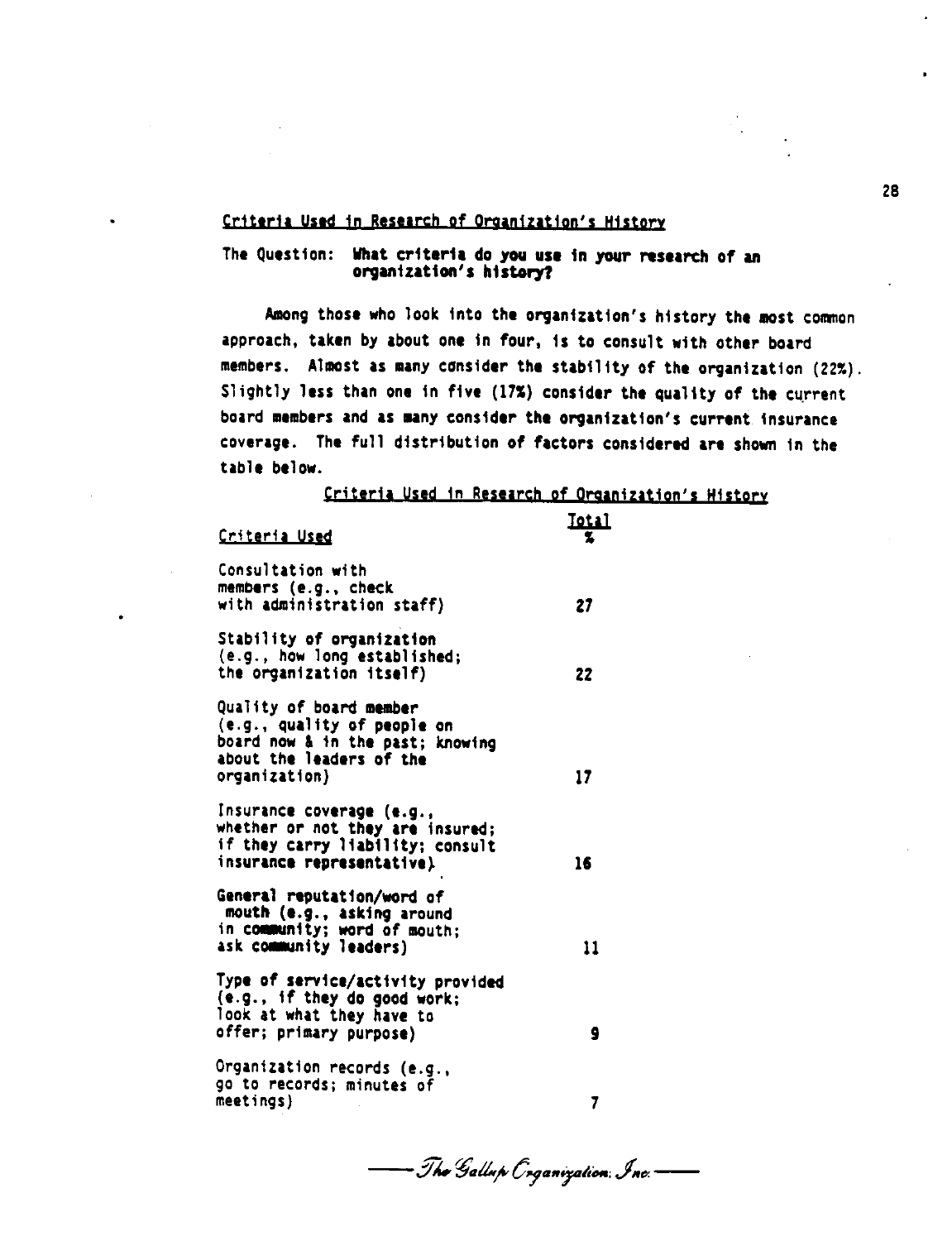## Criteria Used in Research of Organization's History

The Question: **What criteria do you use in your research of an organization's history?**

Among those who look into the organization's history the most common approach, taken by about one in four, is to consult with other board members. Almost as many consider the stability of the organization (22%). Slightly less than one in five (17%) consider the quality of the current board members and as many consider the organization's current insurance coverage. The full distribution of factors considered are shown in the table below.

### Criteria Used in Research of Organization's History

| Criteria Used | Total % |
|---|---|
| Consultation with members (e.g., check with administration staff) | 27 |
| Stability of organization (e.g., how long established; the organization itself) | 22 |
| Quality of board member (e.g., quality of people on board now & in the past; knowing about the leaders of the organization) | 17 |
| Insurance coverage (e.g., whether or not they are insured; if they carry liability; consult insurance representative) | 16 |
| General reputation/word of mouth (e.g., asking around in community; word of mouth; ask community leaders) | 11 |
| Type of service/activity provided (e.g., if they do good work; look at what they have to offer; primary purpose) | 9 |
| Organization records (e.g., go to records; minutes of meetings) | 7 |

The Gallup Organization, Inc.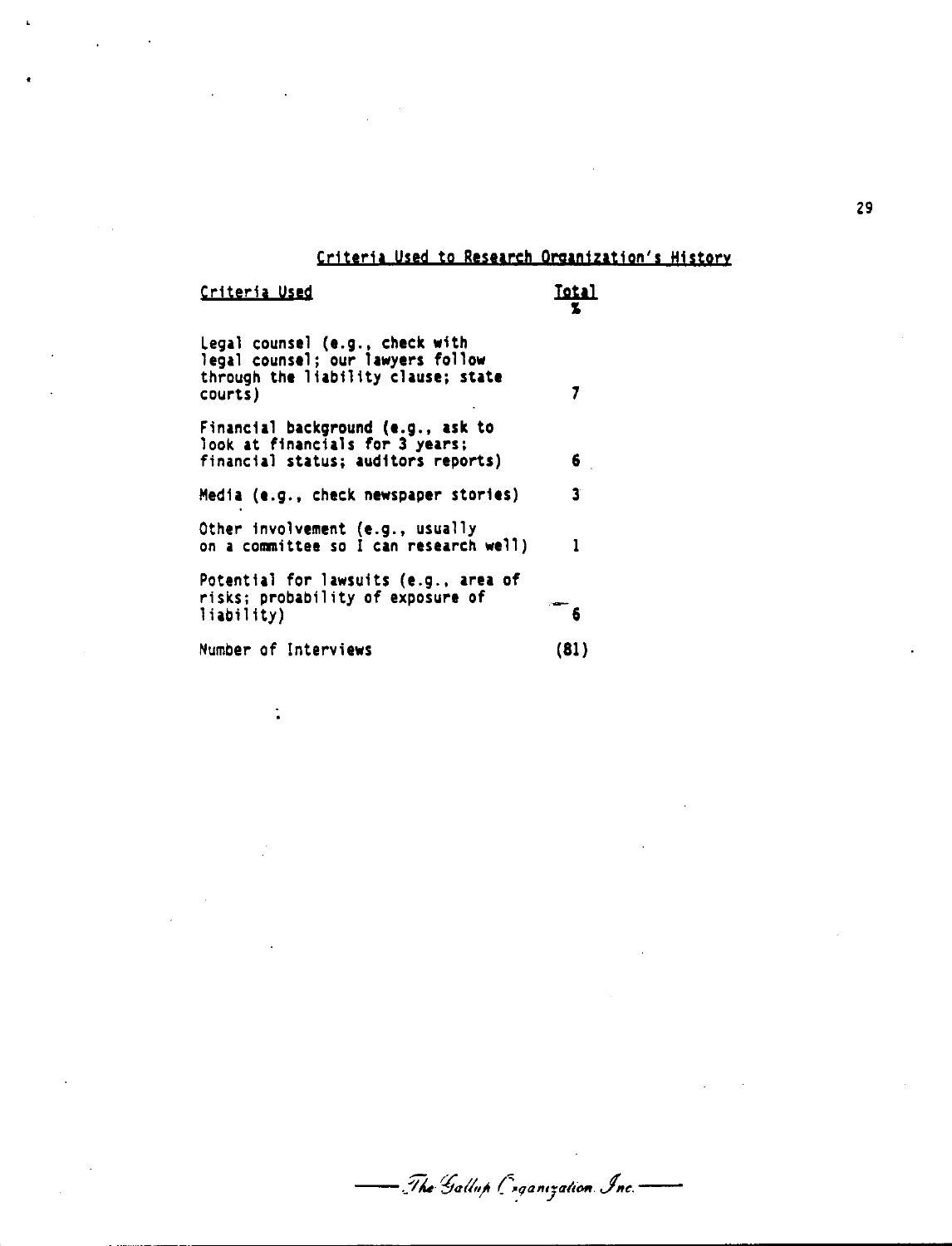## Criteria Used to Research Organization's History

| Criteria Used | Total % |
|---|---|
| Legal counsel (e.g., check with legal counsel; our lawyers follow through the liability clause; state courts) | 7 |
| Financial background (e.g., ask to look at financials for 3 years; financial status; auditors reports) | 6 |
| Media (e.g., check newspaper stories) | 3 |
| Other involvement (e.g., usually on a committee so I can research well) | 1 |
| Potential for lawsuits (e.g., area of risks; probability of exposure of liability) | 6 |
| Number of Interviews | (81) |

*The Gallup Organization Inc.*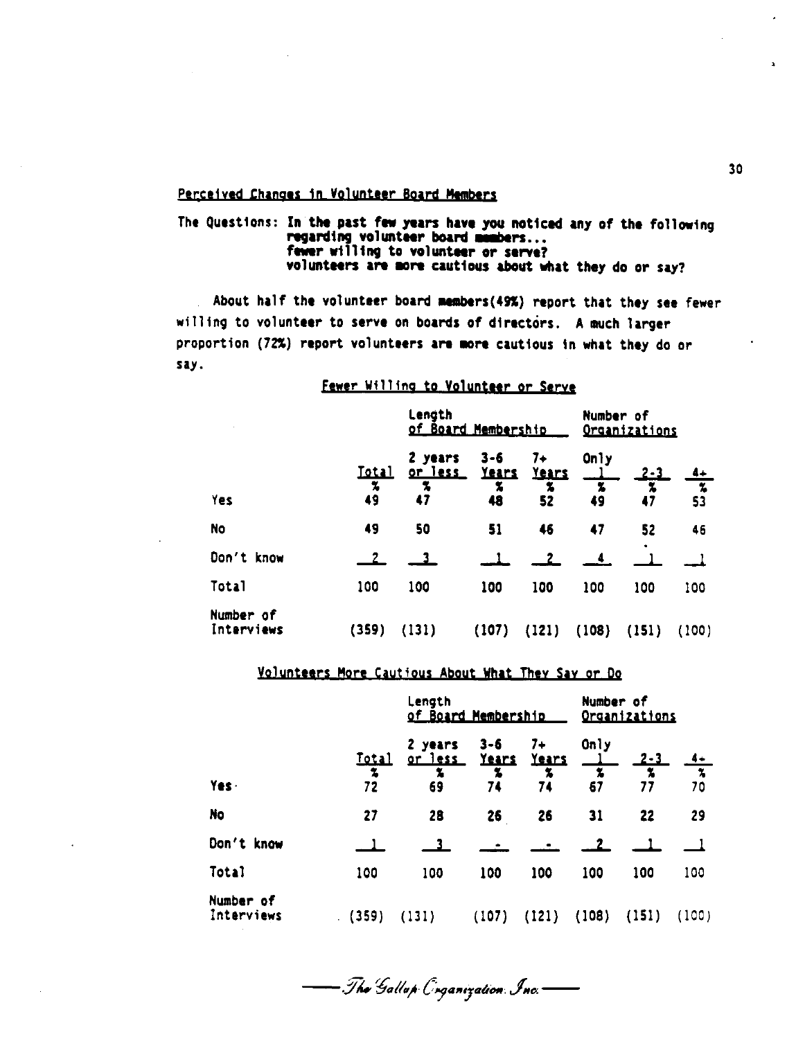## Perceived Changes in Volunteer Board Members

The Questions: **In the past few years have you noticed any of the following regarding volunteer board members...**
**fewer willing to volunteer or serve?**
**volunteers are more cautious about what they do or say?**

About half the volunteer board members(49%) report that they see fewer willing to volunteer to serve on boards of directors. A much larger proportion (72%) report volunteers are more cautious in what they do or say.

### Fewer Willing to Volunteer or Serve

| | | Length of Board Membership | | | Number of Organizations | | |
|---|---|---|---|---|---|---|---|
| | Total | 2 years or less | 3-6 Years | 7+ Years | Only 1 | 2-3 | 4+ |
| | % | % | % | % | % | % | % |
| Yes | 49 | 47 | 48 | 52 | 49 | 47 | 53 |
| No | 49 | 50 | 51 | 46 | 47 | 52 | 46 |
| Don't know | 2 | 3 | 1 | 2 | 4 | 1 | 1 |
| Total | 100 | 100 | 100 | 100 | 100 | 100 | 100 |
| Number of Interviews | (359) | (131) | (107) | (121) | (108) | (151) | (100) |

### Volunteers More Cautious About What They Say or Do

| | | Length of Board Membership | | | Number of Organizations | | |
|---|---|---|---|---|---|---|---|
| | Total | 2 years or less | 3-6 Years | 7+ Years | Only 1 | 2-3 | 4+ |
| | % | % | % | % | % | % | % |
| Yes | 72 | 69 | 74 | 74 | 67 | 77 | 70 |
| No | 27 | 28 | 26 | 26 | 31 | 22 | 29 |
| Don't know | 1 | 3 | - | - | 2 | 1 | 1 |
| Total | 100 | 100 | 100 | 100 | 100 | 100 | 100 |
| Number of Interviews | (359) | (131) | (107) | (121) | (108) | (151) | (100) |

The Gallup Organization, Inc.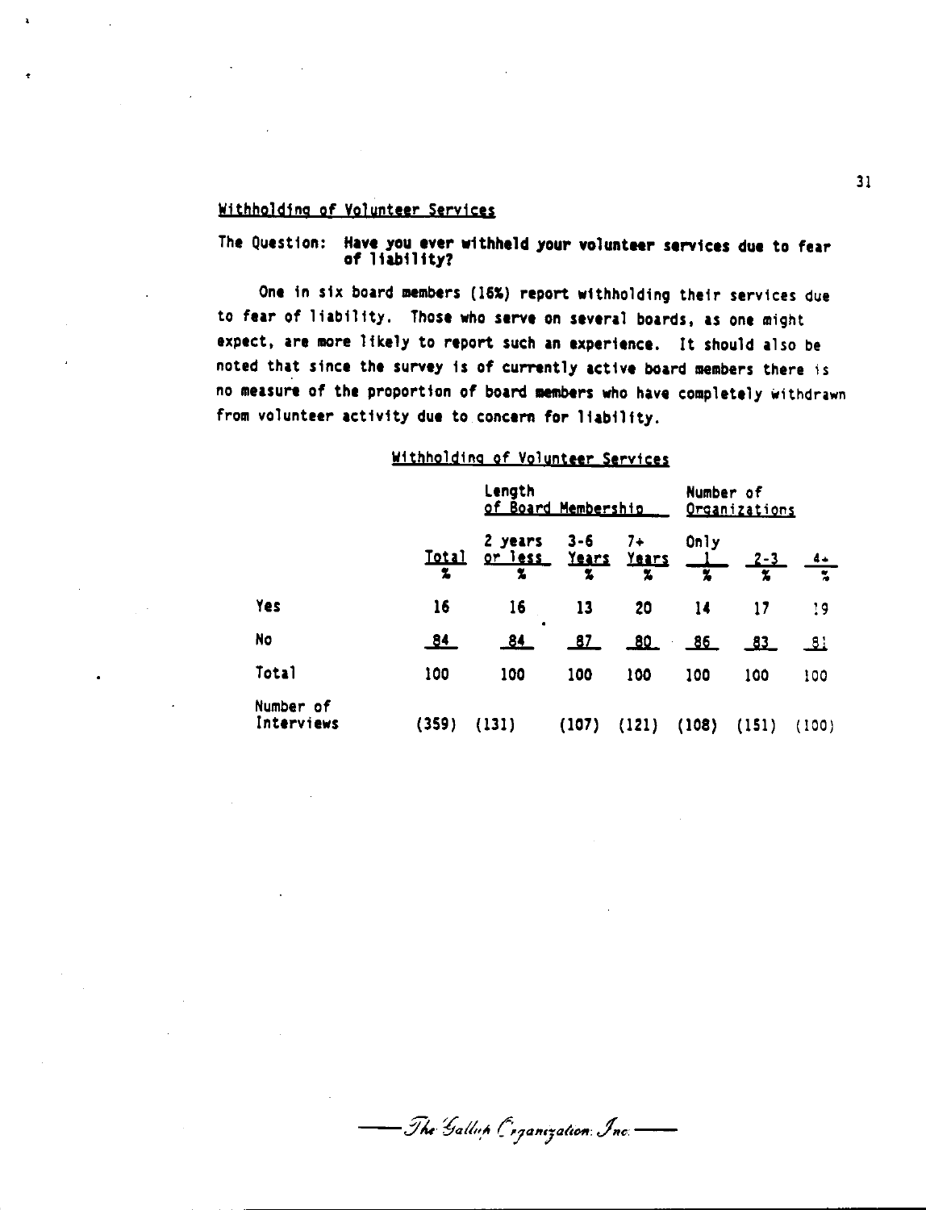## Withholding of Volunteer Services

The Question: **Have you ever withheld your volunteer services due to fear of liability?**

One in six board members (16%) report withholding their services due to fear of liability. Those who serve on several boards, as one might expect, are more likely to report such an experience. It should also be noted that since the survey is of currently active board members there is no measure of the proportion of board members who have completely withdrawn from volunteer activity due to concern for liability.

### Withholding of Volunteer Services

| | | Length of Board Membership | | | Number of Organizations | | |
|---|---|---|---|---|---|---|---|
| | Total % | 2 years or less % | 3-6 Years % | 7+ Years % | Only 1 % | 2-3 % | 4+ % |
| Yes | 16 | 16 | 13 | 20 | 14 | 17 | 19 |
| No | 84 | 84 | 87 | 80 | 86 | 83 | 81 |
| Total | 100 | 100 | 100 | 100 | 100 | 100 | 100 |
| Number of Interviews | (359) | (131) | (107) | (121) | (108) | (151) | (100) |

*The Gallup Organization, Inc.*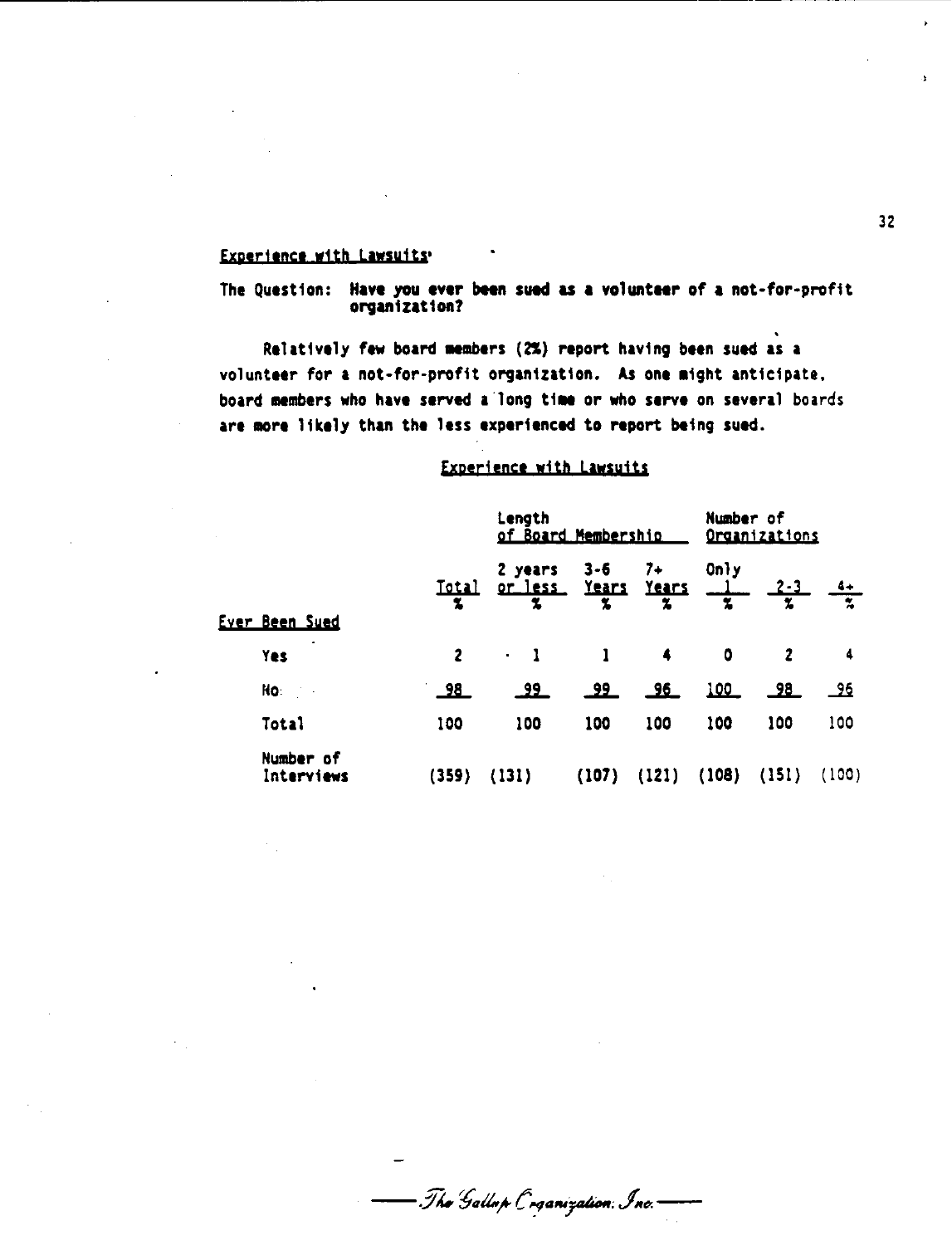## Experience with Lawsuits

**The Question: Have you ever been sued as a volunteer of a not-for-profit organization?**

Relatively few board members (2%) report having been sued as a volunteer for a not-for-profit organization. As one might anticipate, board members who have served a long time or who serve on several boards are more likely than the less experienced to report being sued.

### Experience with Lawsuits

| | | Length of Board Membership | | | Number of Organizations | | |
|---|---|---|---|---|---|---|---|
| | Total % | 2 years or less % | 3-6 Years % | 7+ Years % | Only 1 % | 2-3 % | 4+ % |
| **Ever Been Sued** | | | | | | | |
| Yes | 2 | 1 | 1 | 4 | 0 | 2 | 4 |
| No | 98 | 99 | 99 | 96 | 100 | 98 | 96 |
| Total | 100 | 100 | 100 | 100 | 100 | 100 | 100 |
| Number of Interviews | (359) | (131) | (107) | (121) | (108) | (151) | (100) |

*The Gallup Organization, Inc.*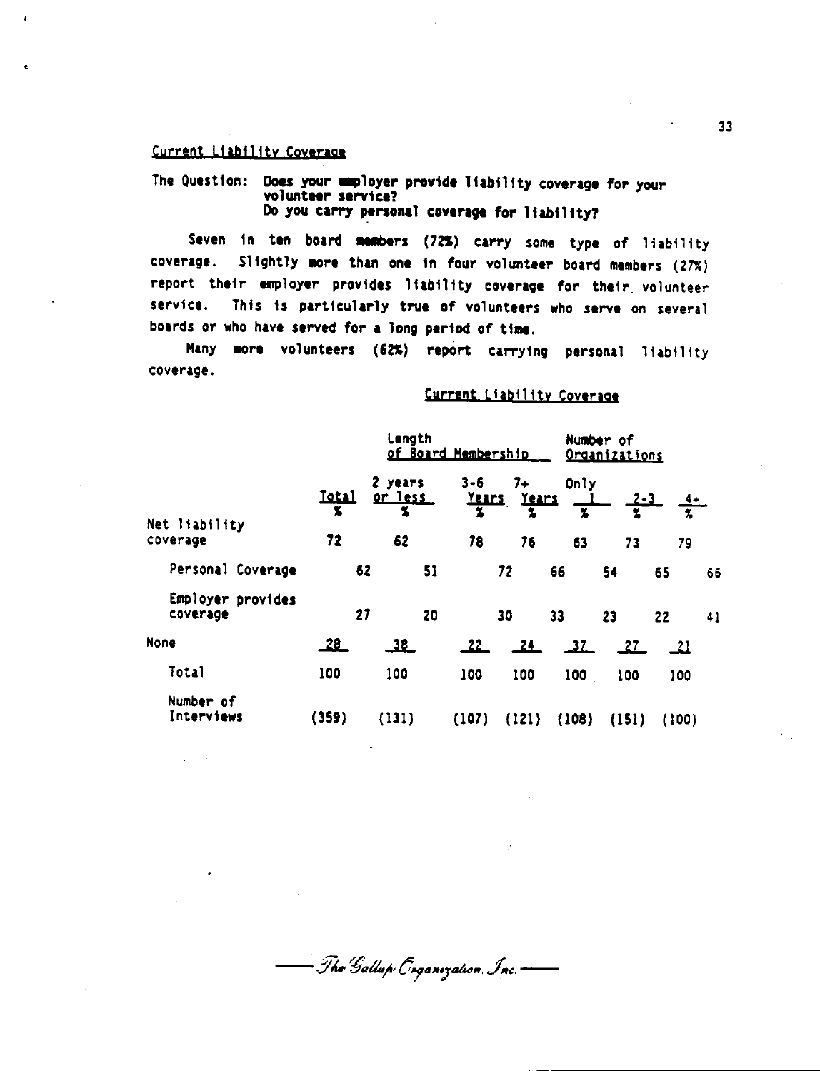Current Liability Coverage

The Question: **Does your employer provide liability coverage for your volunteer service?**
**Do you carry personal coverage for liability?**

Seven in ten board members (72%) carry some type of liability coverage. Slightly more than one in four volunteer board members (27%) report their employer provides liability coverage for their volunteer service. This is particularly true of volunteers who serve on several boards or who have served for a long period of time.

Many more volunteers (62%) report carrying personal liability coverage.

Current Liability Coverage

| | | Length of Board Membership | | | Number of Organizations | | |
|---|---|---|---|---|---|---|---|
| | Total % | 2 years or less % | 3-6 Years % | 7+ Years % | Only 1 % | 2-3 % | 4+ % |
| Net liability coverage | 72 | 62 | 78 | 76 | 63 | 73 | 79 |
| Personal Coverage | 62 | 51 | 72 | 66 | 54 | 65 | 66 |
| Employer provides coverage | 27 | 20 | 30 | 33 | 23 | 22 | 41 |
| None | 28 | 38 | 22 | 24 | 37 | 27 | 21 |
| Total | 100 | 100 | 100 | 100 | 100 | 100 | 100 |
| Number of Interviews | (359) | (131) | (107) | (121) | (108) | (151) | (100) |

The Gallup Organization, Inc.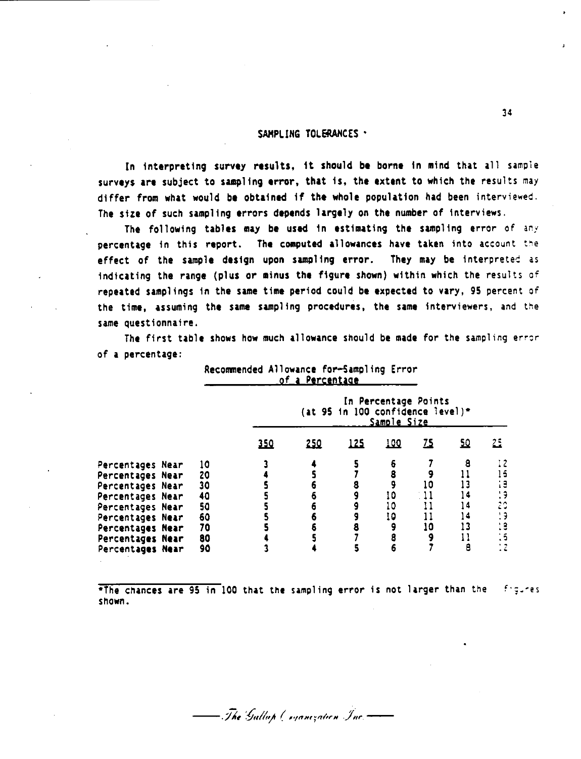## SAMPLING TOLERANCES

In interpreting survey results, it should be borne in mind that all sample surveys are subject to sampling error, that is, the extent to which the results may differ from what would be obtained if the whole population had been interviewed. The size of such sampling errors depends largely on the number of interviews.

The following tables may be used in estimating the sampling error of any percentage in this report. The computed allowances have taken into account the effect of the sample design upon sampling error. They may be interpreted as indicating the range (plus or minus the figure shown) within which the results of repeated samplings in the same time period could be expected to vary, 95 percent of the time, assuming the same sampling procedures, the same interviewers, and the same questionnaire.

The first table shows how much allowance should be made for the sampling error of a percentage:

**Recommended Allowance for Sampling Error of a Percentage**

| | In Percentage Points (at 95 in 100 confidence level)* Sample Size | | | | | | |
|---|---|---|---|---|---|---|---|
| | 350 | 250 | 125 | 100 | 75 | 50 | 25 |
| Percentages Near 10 | 3 | 4 | 5 | 6 | 7 | 8 | 12 |
| Percentages Near 20 | 4 | 5 | 7 | 8 | 9 | 11 | 16 |
| Percentages Near 30 | 5 | 6 | 8 | 9 | 10 | 13 | 18 |
| Percentages Near 40 | 5 | 6 | 9 | 10 | 11 | 14 | 19 |
| Percentages Near 50 | 5 | 6 | 9 | 10 | 11 | 14 | 20 |
| Percentages Near 60 | 5 | 6 | 9 | 10 | 11 | 14 | 19 |
| Percentages Near 70 | 5 | 6 | 8 | 9 | 10 | 13 | 18 |
| Percentages Near 80 | 4 | 5 | 7 | 8 | 9 | 11 | 16 |
| Percentages Near 90 | 3 | 4 | 5 | 6 | 7 | 8 | 12 |

*The chances are 95 in 100 that the sampling error is not larger than the figures shown.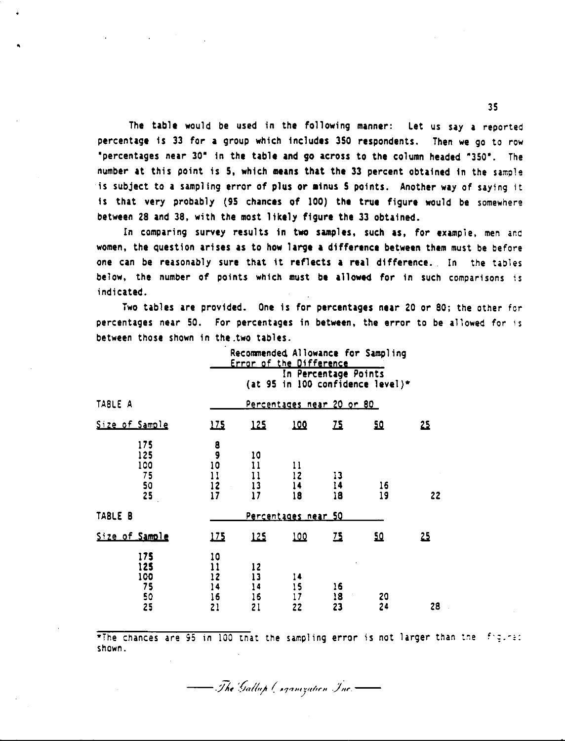The table would be used in the following manner: Let us say a reported percentage is 33 for a group which includes 350 respondents. Then we go to row "percentages near 30" in the table and go across to the column headed "350". The number at this point is 5, which means that the 33 percent obtained in the sample is subject to a sampling error of plus or minus 5 points. Another way of saying it is that very probably (95 chances of 100) the true figure would be somewhere between 28 and 38, with the most likely figure the 33 obtained.

In comparing survey results in two samples, such as, for example, men and women, the question arises as to how large a difference between them must be before one can be reasonably sure that it reflects a real difference. In the tables below, the number of points which must be allowed for in such comparisons is indicated.

Two tables are provided. One is for percentages near 20 or 80; the other for percentages near 50. For percentages in between, the error to be allowed for is between those shown in the two tables.

**Recommended Allowance for Sampling Error of the Difference**
**In Percentage Points**
**(at 95 in 100 confidence level)***

**TABLE A** — Percentages near 20 or 80

| Size of Sample | 175 | 125 | 100 | 75 | 50 | 25 |
|---|---|---|---|---|---|---|
| 175 | 8 | | | | | |
| 125 | 9 | 10 | | | | |
| 100 | 10 | 11 | 11 | | | |
| 75 | 11 | 11 | 12 | 13 | | |
| 50 | 12 | 13 | 14 | 14 | 16 | |
| 25 | 17 | 17 | 18 | 18 | 19 | 22 |

**TABLE B** — Percentages near 50

| Size of Sample | 175 | 125 | 100 | 75 | 50 | 25 |
|---|---|---|---|---|---|---|
| 175 | 10 | | | | | |
| 125 | 11 | 12 | | | | |
| 100 | 12 | 13 | 14 | | | |
| 75 | 14 | 14 | 15 | 16 | | |
| 50 | 16 | 16 | 17 | 18 | 20 | |
| 25 | 21 | 21 | 22 | 23 | 24 | 28 |

*The chances are 95 in 100 that the sampling error is not larger than the figures shown.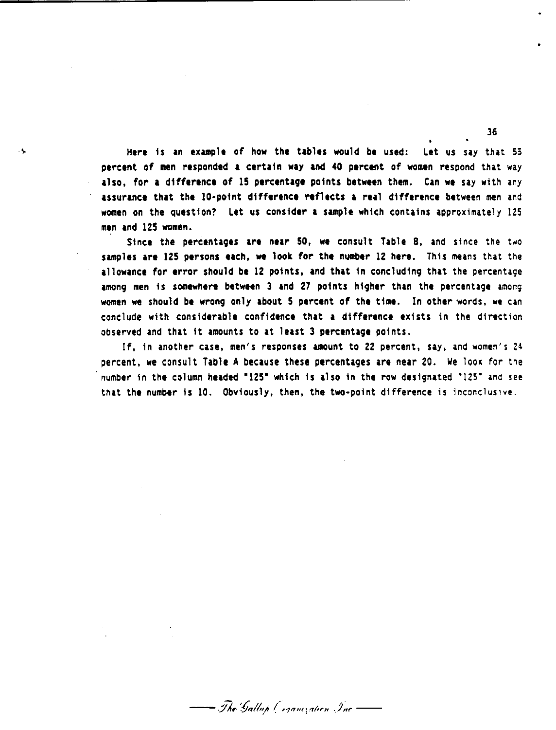Here is an example of how the tables would be used: Let us say that 55 percent of men responded a certain way and 40 percent of women respond that way also, for a difference of 15 percentage points between them. Can we say with any assurance that the 10-point difference reflects a real difference between men and women on the question? Let us consider a sample which contains approximately 125 men and 125 women.

Since the percentages are near 50, we consult Table B, and since the two samples are 125 persons each, we look for the number 12 here. This means that the allowance for error should be 12 points, and that in concluding that the percentage among men is somewhere between 3 and 27 points higher than the percentage among women we should be wrong only about 5 percent of the time. In other words, we can conclude with considerable confidence that a difference exists in the direction observed and that it amounts to at least 3 percentage points.

If, in another case, men's responses amount to 22 percent, say, and women's 24 percent, we consult Table A because these percentages are near 20. We look for the number in the column headed "125" which is also in the row designated "125" and see that the number is 10. Obviously, then, the two-point difference is inconclusive.